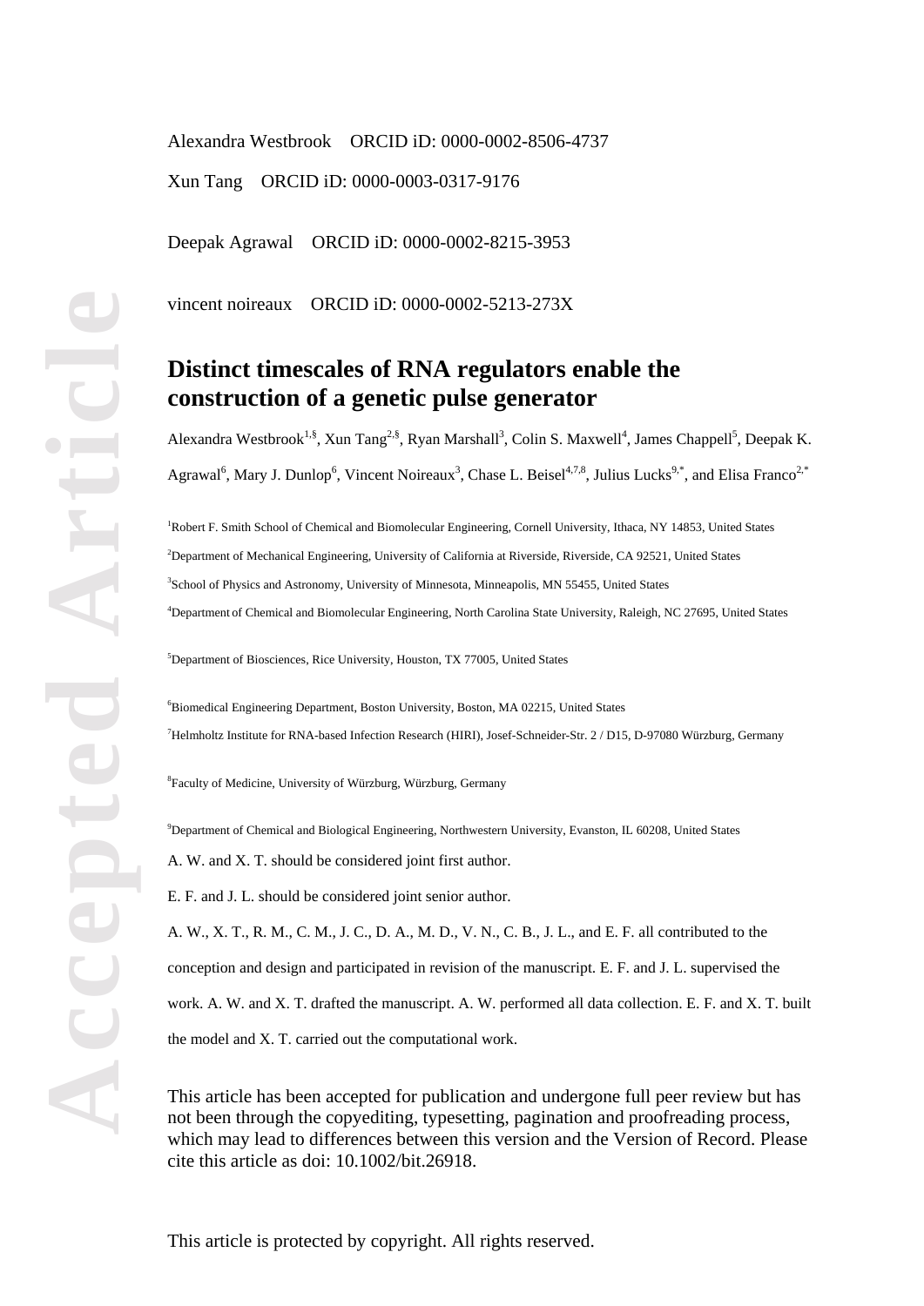Alexandra Westbrook ORCID iD: 0000-0002-8506-4737

Xun Tang ORCID iD: 0000-0003-0317-9176

Deepak Agrawal ORCID iD: 0000-0002-8215-3953

vincent noireaux ORCID iD: 0000-0002-5213-273X

# Distinct timescales of RNA regulators enable the construction of a genetic pulse generator

Alexandra Westbrook[1,§], Xun Tang[2,§], Ryan Marshall[3], Colin S. Maxwell[4], James Chappell[5], Deepak K. Agrawal[6], Mary J. Dunlop[6], Vincent Noireaux[3], Chase L. Beisel[4,7,8], Julius Lucks[9,*], and Elisa Franco[2,*]

[1]Robert F. Smith School of Chemical and Biomolecular Engineering, Cornell University, Ithaca, NY 14853, United States

[2]Department of Mechanical Engineering, University of California at Riverside, Riverside, CA 92521, United States

[3]School of Physics and Astronomy, University of Minnesota, Minneapolis, MN 55455, United States

[4]Department of Chemical and Biomolecular Engineering, North Carolina State University, Raleigh, NC 27695, United States

[5]Department of Biosciences, Rice University, Houston, TX 77005, United States

[6]Biomedical Engineering Department, Boston University, Boston, MA 02215, United States

[7]Helmholtz Institute for RNA-based Infection Research (HIRI), Josef-Schneider-Str. 2 / D15, D-97080 Würzburg, Germany

[8]Faculty of Medicine, University of Würzburg, Würzburg, Germany

[9]Department of Chemical and Biological Engineering, Northwestern University, Evanston, IL 60208, United States

A. W. and X. T. should be considered joint first author.

E. F. and J. L. should be considered joint senior author.

A. W., X. T., R. M., C. M., J. C., D. A., M. D., V. N., C. B., J. L., and E. F. all contributed to the conception and design and participated in revision of the manuscript. E. F. and J. L. supervised the work. A. W. and X. T. drafted the manuscript. A. W. performed all data collection. E. F. and X. T. built the model and X. T. carried out the computational work.

This article has been accepted for publication and undergone full peer review but has not been through the copyediting, typesetting, pagination and proofreading process, which may lead to differences between this version and the Version of Record. Please cite this article as doi: 10.1002/bit.26918.

This article is protected by copyright. All rights reserved.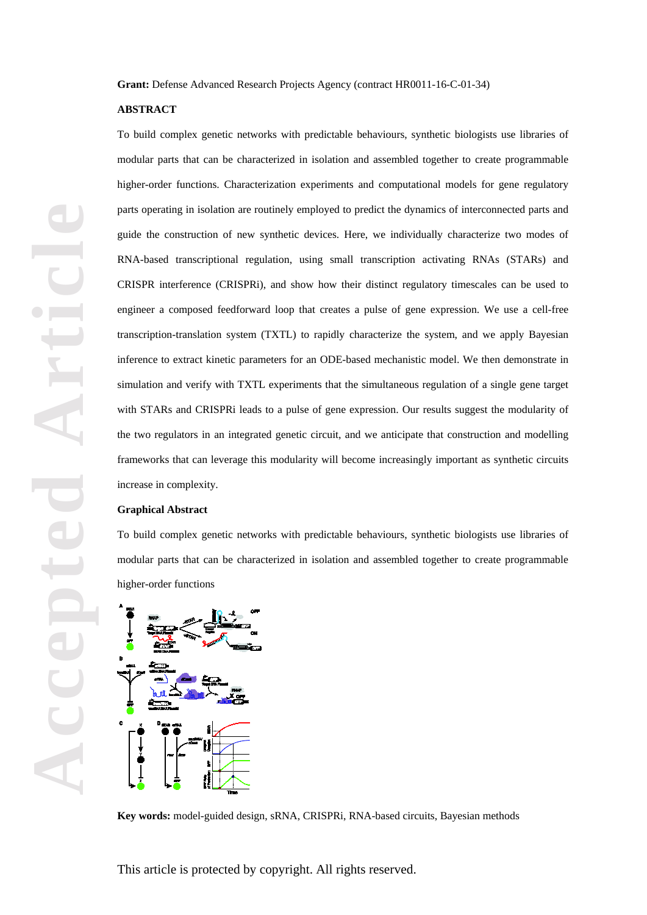**Grant:** Defense Advanced Research Projects Agency (contract HR0011-16-C-01-34)

**ABSTRACT**

To build complex genetic networks with predictable behaviours, synthetic biologists use libraries of modular parts that can be characterized in isolation and assembled together to create programmable higher-order functions. Characterization experiments and computational models for gene regulatory parts operating in isolation are routinely employed to predict the dynamics of interconnected parts and guide the construction of new synthetic devices. Here, we individually characterize two modes of RNA-based transcriptional regulation, using small transcription activating RNAs (STARs) and CRISPR interference (CRISPRi), and show how their distinct regulatory timescales can be used to engineer a composed feedforward loop that creates a pulse of gene expression. We use a cell-free transcription-translation system (TXTL) to rapidly characterize the system, and we apply Bayesian inference to extract kinetic parameters for an ODE-based mechanistic model. We then demonstrate in simulation and verify with TXTL experiments that the simultaneous regulation of a single gene target with STARs and CRISPRi leads to a pulse of gene expression. Our results suggest the modularity of the two regulators in an integrated genetic circuit, and we anticipate that construction and modelling frameworks that can leverage this modularity will become increasingly important as synthetic circuits increase in complexity.

**Graphical Abstract**

To build complex genetic networks with predictable behaviours, synthetic biologists use libraries of modular parts that can be characterized in isolation and assembled together to create programmable higher-order functions

**Key words:** model-guided design, sRNA, CRISPRi, RNA-based circuits, Bayesian methods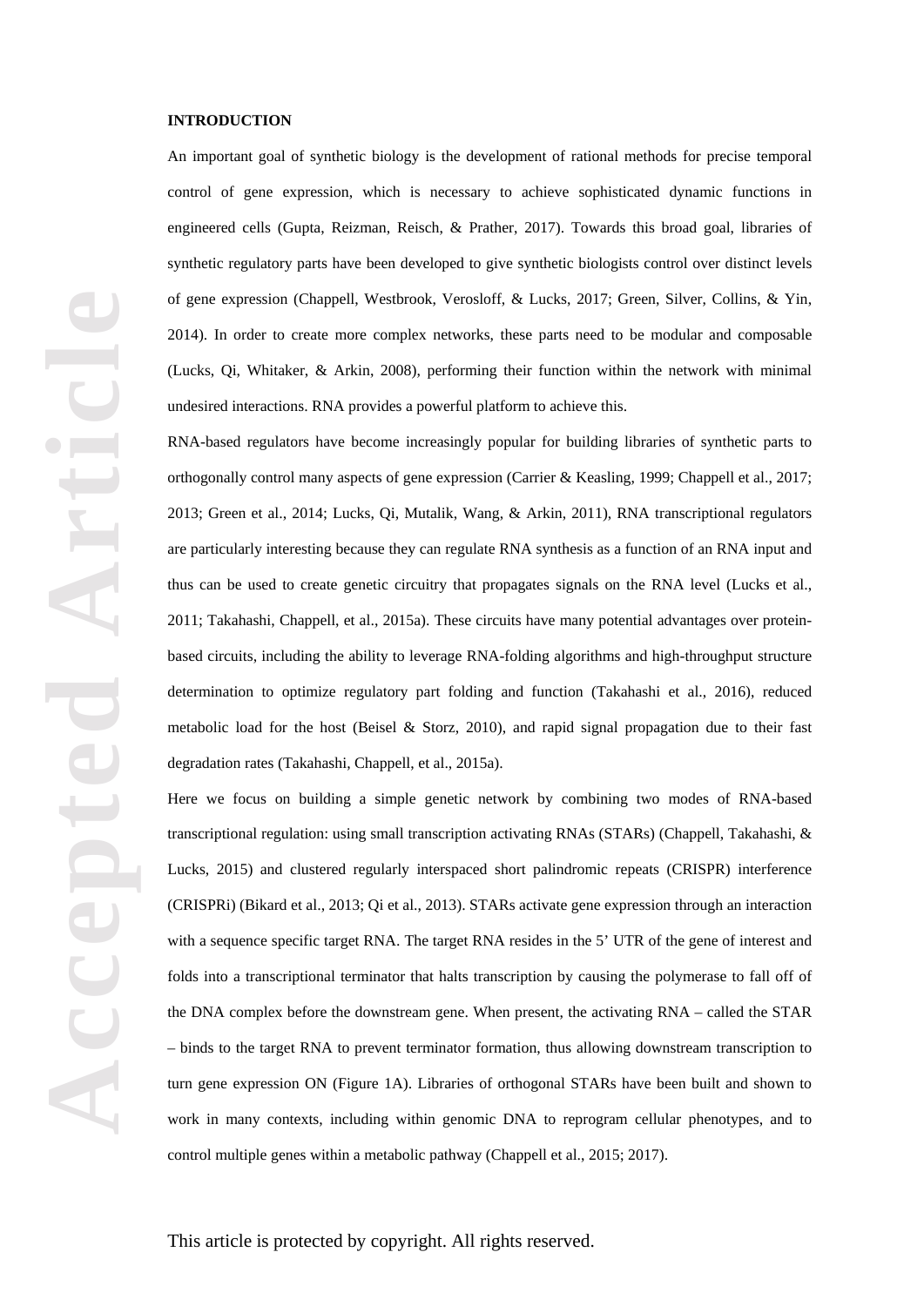## INTRODUCTION

An important goal of synthetic biology is the development of rational methods for precise temporal control of gene expression, which is necessary to achieve sophisticated dynamic functions in engineered cells (Gupta, Reizman, Reisch, & Prather, 2017). Towards this broad goal, libraries of synthetic regulatory parts have been developed to give synthetic biologists control over distinct levels of gene expression (Chappell, Westbrook, Verosloff, & Lucks, 2017; Green, Silver, Collins, & Yin, 2014). In order to create more complex networks, these parts need to be modular and composable (Lucks, Qi, Whitaker, & Arkin, 2008), performing their function within the network with minimal undesired interactions. RNA provides a powerful platform to achieve this.

RNA-based regulators have become increasingly popular for building libraries of synthetic parts to orthogonally control many aspects of gene expression (Carrier & Keasling, 1999; Chappell et al., 2017; 2013; Green et al., 2014; Lucks, Qi, Mutalik, Wang, & Arkin, 2011), RNA transcriptional regulators are particularly interesting because they can regulate RNA synthesis as a function of an RNA input and thus can be used to create genetic circuitry that propagates signals on the RNA level (Lucks et al., 2011; Takahashi, Chappell, et al., 2015a). These circuits have many potential advantages over protein-based circuits, including the ability to leverage RNA-folding algorithms and high-throughput structure determination to optimize regulatory part folding and function (Takahashi et al., 2016), reduced metabolic load for the host (Beisel & Storz, 2010), and rapid signal propagation due to their fast degradation rates (Takahashi, Chappell, et al., 2015a).

Here we focus on building a simple genetic network by combining two modes of RNA-based transcriptional regulation: using small transcription activating RNAs (STARs) (Chappell, Takahashi, & Lucks, 2015) and clustered regularly interspaced short palindromic repeats (CRISPR) interference (CRISPRi) (Bikard et al., 2013; Qi et al., 2013). STARs activate gene expression through an interaction with a sequence specific target RNA. The target RNA resides in the 5' UTR of the gene of interest and folds into a transcriptional terminator that halts transcription by causing the polymerase to fall off of the DNA complex before the downstream gene. When present, the activating RNA – called the STAR – binds to the target RNA to prevent terminator formation, thus allowing downstream transcription to turn gene expression ON (Figure 1A). Libraries of orthogonal STARs have been built and shown to work in many contexts, including within genomic DNA to reprogram cellular phenotypes, and to control multiple genes within a metabolic pathway (Chappell et al., 2015; 2017).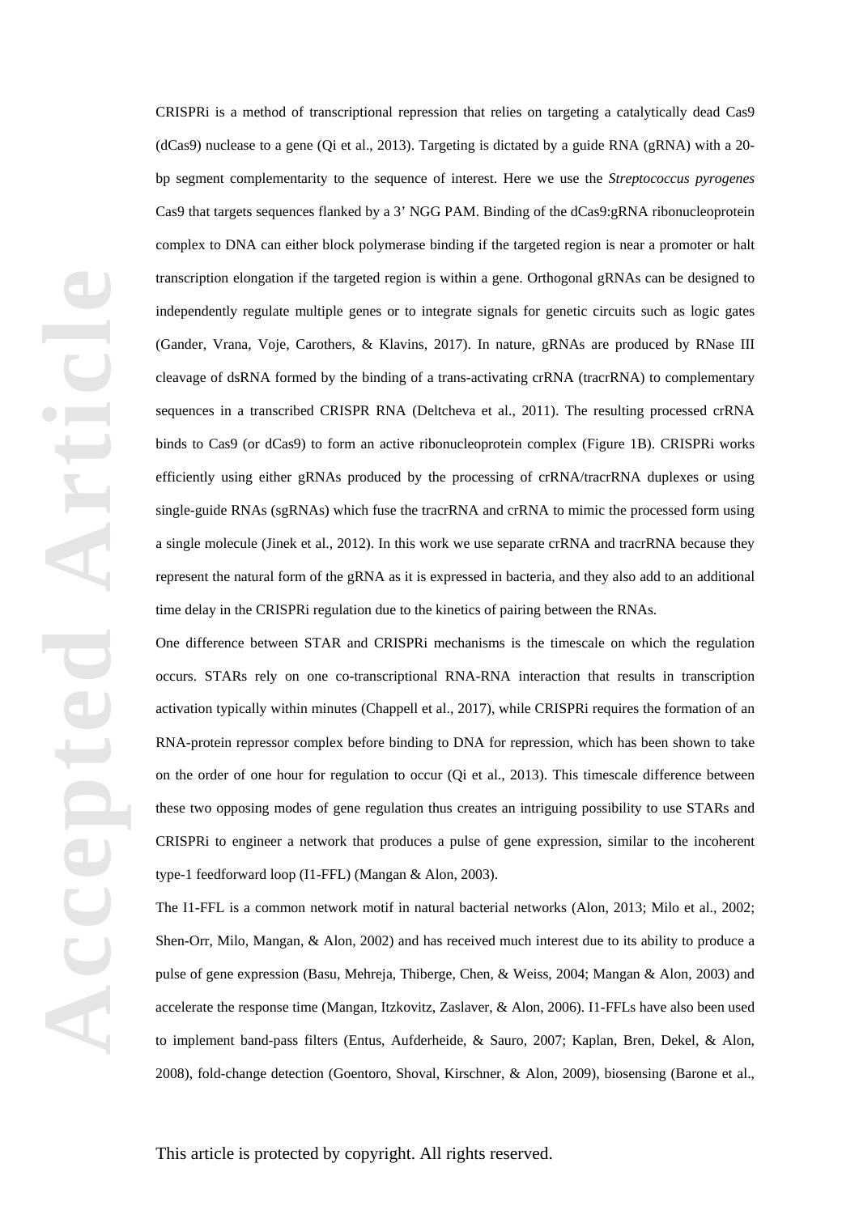CRISPRi is a method of transcriptional repression that relies on targeting a catalytically dead Cas9 (dCas9) nuclease to a gene (Qi et al., 2013). Targeting is dictated by a guide RNA (gRNA) with a 20-bp segment complementarity to the sequence of interest. Here we use the *Streptococcus pyrogenes* Cas9 that targets sequences flanked by a 3' NGG PAM. Binding of the dCas9:gRNA ribonucleoprotein complex to DNA can either block polymerase binding if the targeted region is near a promoter or halt transcription elongation if the targeted region is within a gene. Orthogonal gRNAs can be designed to independently regulate multiple genes or to integrate signals for genetic circuits such as logic gates (Gander, Vrana, Voje, Carothers, & Klavins, 2017). In nature, gRNAs are produced by RNase III cleavage of dsRNA formed by the binding of a trans-activating crRNA (tracrRNA) to complementary sequences in a transcribed CRISPR RNA (Deltcheva et al., 2011). The resulting processed crRNA binds to Cas9 (or dCas9) to form an active ribonucleoprotein complex (Figure 1B). CRISPRi works efficiently using either gRNAs produced by the processing of crRNA/tracrRNA duplexes or using single-guide RNAs (sgRNAs) which fuse the tracrRNA and crRNA to mimic the processed form using a single molecule (Jinek et al., 2012). In this work we use separate crRNA and tracrRNA because they represent the natural form of the gRNA as it is expressed in bacteria, and they also add to an additional time delay in the CRISPRi regulation due to the kinetics of pairing between the RNAs.

One difference between STAR and CRISPRi mechanisms is the timescale on which the regulation occurs. STARs rely on one co-transcriptional RNA-RNA interaction that results in transcription activation typically within minutes (Chappell et al., 2017), while CRISPRi requires the formation of an RNA-protein repressor complex before binding to DNA for repression, which has been shown to take on the order of one hour for regulation to occur (Qi et al., 2013). This timescale difference between these two opposing modes of gene regulation thus creates an intriguing possibility to use STARs and CRISPRi to engineer a network that produces a pulse of gene expression, similar to the incoherent type-1 feedforward loop (I1-FFL) (Mangan & Alon, 2003).

The I1-FFL is a common network motif in natural bacterial networks (Alon, 2013; Milo et al., 2002; Shen-Orr, Milo, Mangan, & Alon, 2002) and has received much interest due to its ability to produce a pulse of gene expression (Basu, Mehreja, Thiberge, Chen, & Weiss, 2004; Mangan & Alon, 2003) and accelerate the response time (Mangan, Itzkovitz, Zaslaver, & Alon, 2006). I1-FFLs have also been used to implement band-pass filters (Entus, Aufderheide, & Sauro, 2007; Kaplan, Bren, Dekel, & Alon, 2008), fold-change detection (Goentoro, Shoval, Kirschner, & Alon, 2009), biosensing (Barone et al.,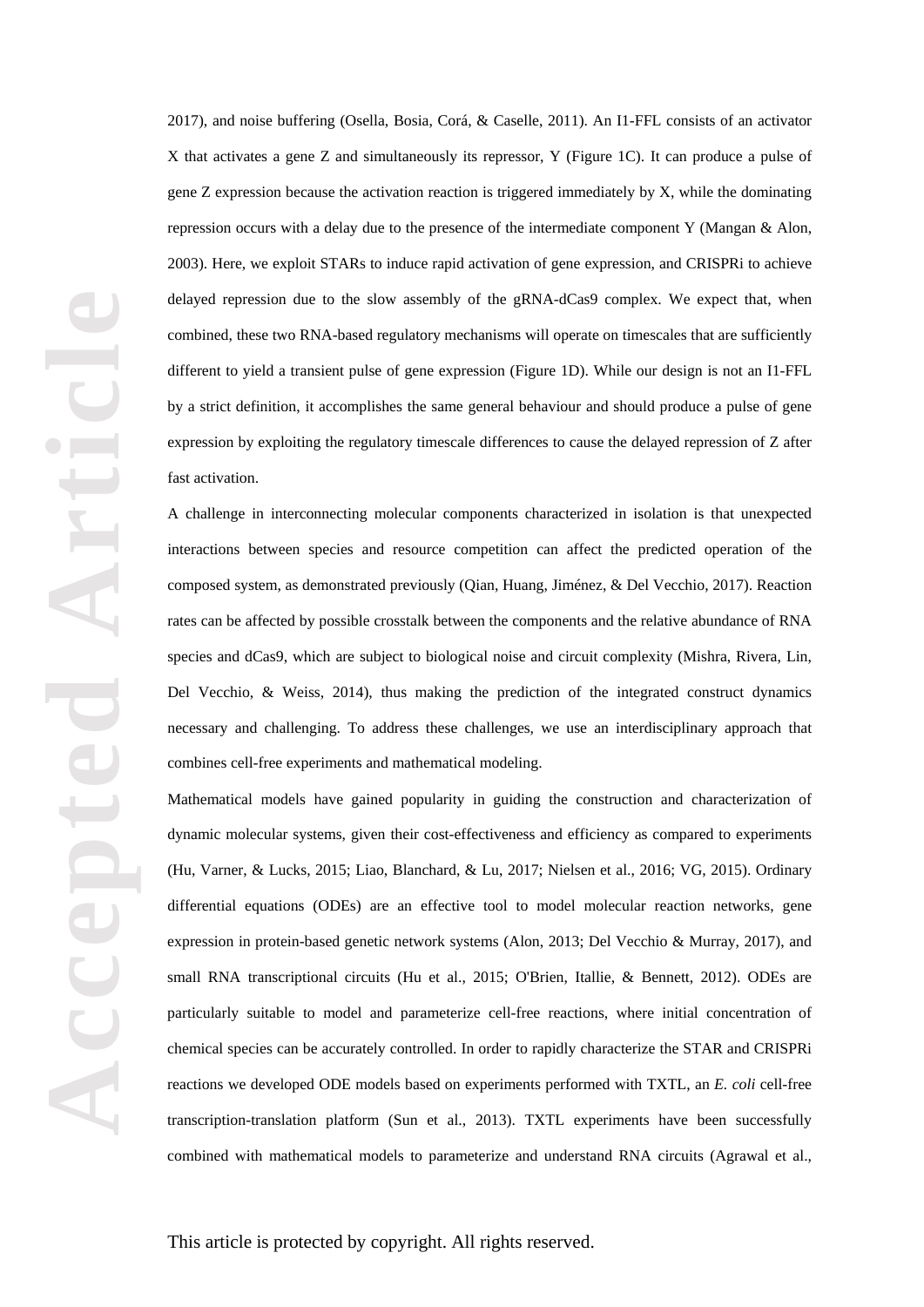2017), and noise buffering (Osella, Bosia, Corá, & Caselle, 2011). An I1-FFL consists of an activator X that activates a gene Z and simultaneously its repressor, Y (Figure 1C). It can produce a pulse of gene Z expression because the activation reaction is triggered immediately by X, while the dominating repression occurs with a delay due to the presence of the intermediate component Y (Mangan & Alon, 2003). Here, we exploit STARs to induce rapid activation of gene expression, and CRISPRi to achieve delayed repression due to the slow assembly of the gRNA-dCas9 complex. We expect that, when combined, these two RNA-based regulatory mechanisms will operate on timescales that are sufficiently different to yield a transient pulse of gene expression (Figure 1D). While our design is not an I1-FFL by a strict definition, it accomplishes the same general behaviour and should produce a pulse of gene expression by exploiting the regulatory timescale differences to cause the delayed repression of Z after fast activation.

A challenge in interconnecting molecular components characterized in isolation is that unexpected interactions between species and resource competition can affect the predicted operation of the composed system, as demonstrated previously (Qian, Huang, Jiménez, & Del Vecchio, 2017). Reaction rates can be affected by possible crosstalk between the components and the relative abundance of RNA species and dCas9, which are subject to biological noise and circuit complexity (Mishra, Rivera, Lin, Del Vecchio, & Weiss, 2014), thus making the prediction of the integrated construct dynamics necessary and challenging. To address these challenges, we use an interdisciplinary approach that combines cell-free experiments and mathematical modeling.

Mathematical models have gained popularity in guiding the construction and characterization of dynamic molecular systems, given their cost-effectiveness and efficiency as compared to experiments (Hu, Varner, & Lucks, 2015; Liao, Blanchard, & Lu, 2017; Nielsen et al., 2016; VG, 2015). Ordinary differential equations (ODEs) are an effective tool to model molecular reaction networks, gene expression in protein-based genetic network systems (Alon, 2013; Del Vecchio & Murray, 2017), and small RNA transcriptional circuits (Hu et al., 2015; O'Brien, Itallie, & Bennett, 2012). ODEs are particularly suitable to model and parameterize cell-free reactions, where initial concentration of chemical species can be accurately controlled. In order to rapidly characterize the STAR and CRISPRi reactions we developed ODE models based on experiments performed with TXTL, an *E. coli* cell-free transcription-translation platform (Sun et al., 2013). TXTL experiments have been successfully combined with mathematical models to parameterize and understand RNA circuits (Agrawal et al.,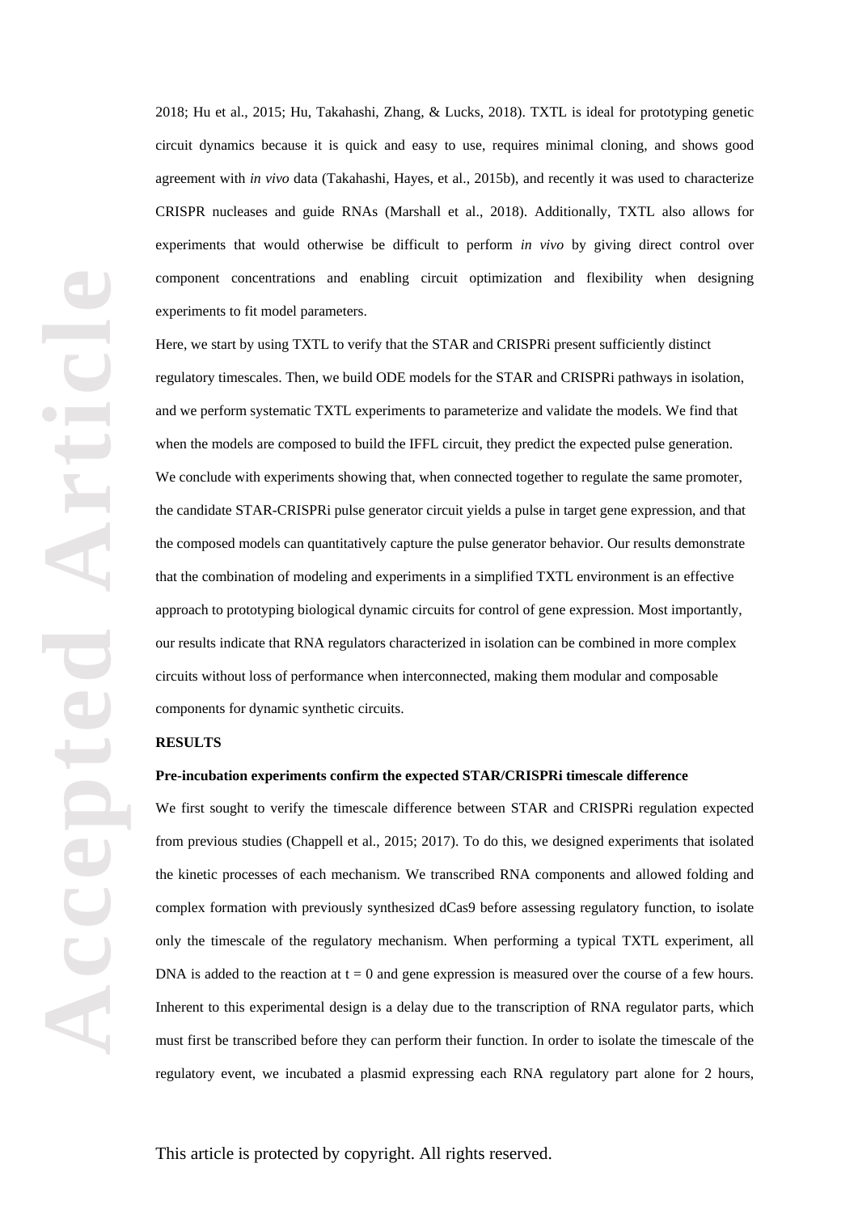2018; Hu et al., 2015; Hu, Takahashi, Zhang, & Lucks, 2018). TXTL is ideal for prototyping genetic circuit dynamics because it is quick and easy to use, requires minimal cloning, and shows good agreement with *in vivo* data (Takahashi, Hayes, et al., 2015b), and recently it was used to characterize CRISPR nucleases and guide RNAs (Marshall et al., 2018). Additionally, TXTL also allows for experiments that would otherwise be difficult to perform *in vivo* by giving direct control over component concentrations and enabling circuit optimization and flexibility when designing experiments to fit model parameters.

Here, we start by using TXTL to verify that the STAR and CRISPRi present sufficiently distinct regulatory timescales. Then, we build ODE models for the STAR and CRISPRi pathways in isolation, and we perform systematic TXTL experiments to parameterize and validate the models. We find that when the models are composed to build the IFFL circuit, they predict the expected pulse generation. We conclude with experiments showing that, when connected together to regulate the same promoter, the candidate STAR-CRISPRi pulse generator circuit yields a pulse in target gene expression, and that the composed models can quantitatively capture the pulse generator behavior. Our results demonstrate that the combination of modeling and experiments in a simplified TXTL environment is an effective approach to prototyping biological dynamic circuits for control of gene expression. Most importantly, our results indicate that RNA regulators characterized in isolation can be combined in more complex circuits without loss of performance when interconnected, making them modular and composable components for dynamic synthetic circuits.

## RESULTS

### Pre-incubation experiments confirm the expected STAR/CRISPRi timescale difference

We first sought to verify the timescale difference between STAR and CRISPRi regulation expected from previous studies (Chappell et al., 2015; 2017). To do this, we designed experiments that isolated the kinetic processes of each mechanism. We transcribed RNA components and allowed folding and complex formation with previously synthesized dCas9 before assessing regulatory function, to isolate only the timescale of the regulatory mechanism. When performing a typical TXTL experiment, all DNA is added to the reaction at $t = 0$ and gene expression is measured over the course of a few hours. Inherent to this experimental design is a delay due to the transcription of RNA regulator parts, which must first be transcribed before they can perform their function. In order to isolate the timescale of the regulatory event, we incubated a plasmid expressing each RNA regulatory part alone for 2 hours,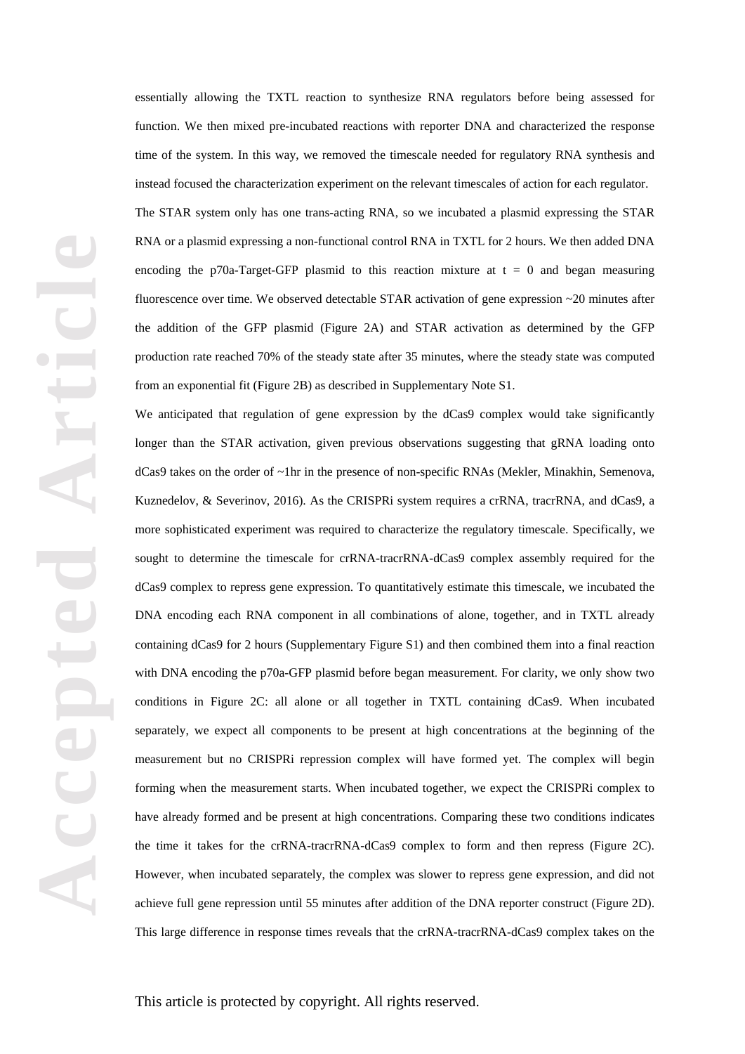essentially allowing the TXTL reaction to synthesize RNA regulators before being assessed for function. We then mixed pre-incubated reactions with reporter DNA and characterized the response time of the system. In this way, we removed the timescale needed for regulatory RNA synthesis and instead focused the characterization experiment on the relevant timescales of action for each regulator.

The STAR system only has one trans-acting RNA, so we incubated a plasmid expressing the STAR RNA or a plasmid expressing a non-functional control RNA in TXTL for 2 hours. We then added DNA encoding the p70a-Target-GFP plasmid to this reaction mixture at t = 0 and began measuring fluorescence over time. We observed detectable STAR activation of gene expression ~20 minutes after the addition of the GFP plasmid (Figure 2A) and STAR activation as determined by the GFP production rate reached 70% of the steady state after 35 minutes, where the steady state was computed from an exponential fit (Figure 2B) as described in Supplementary Note S1.

We anticipated that regulation of gene expression by the dCas9 complex would take significantly longer than the STAR activation, given previous observations suggesting that gRNA loading onto dCas9 takes on the order of ~1hr in the presence of non-specific RNAs (Mekler, Minakhin, Semenova, Kuznedelov, & Severinov, 2016). As the CRISPRi system requires a crRNA, tracrRNA, and dCas9, a more sophisticated experiment was required to characterize the regulatory timescale. Specifically, we sought to determine the timescale for crRNA-tracrRNA-dCas9 complex assembly required for the dCas9 complex to repress gene expression. To quantitatively estimate this timescale, we incubated the DNA encoding each RNA component in all combinations of alone, together, and in TXTL already containing dCas9 for 2 hours (Supplementary Figure S1) and then combined them into a final reaction with DNA encoding the p70a-GFP plasmid before began measurement. For clarity, we only show two conditions in Figure 2C: all alone or all together in TXTL containing dCas9. When incubated separately, we expect all components to be present at high concentrations at the beginning of the measurement but no CRISPRi repression complex will have formed yet. The complex will begin forming when the measurement starts. When incubated together, we expect the CRISPRi complex to have already formed and be present at high concentrations. Comparing these two conditions indicates the time it takes for the crRNA-tracrRNA-dCas9 complex to form and then repress (Figure 2C). However, when incubated separately, the complex was slower to repress gene expression, and did not achieve full gene repression until 55 minutes after addition of the DNA reporter construct (Figure 2D). This large difference in response times reveals that the crRNA-tracrRNA-dCas9 complex takes on the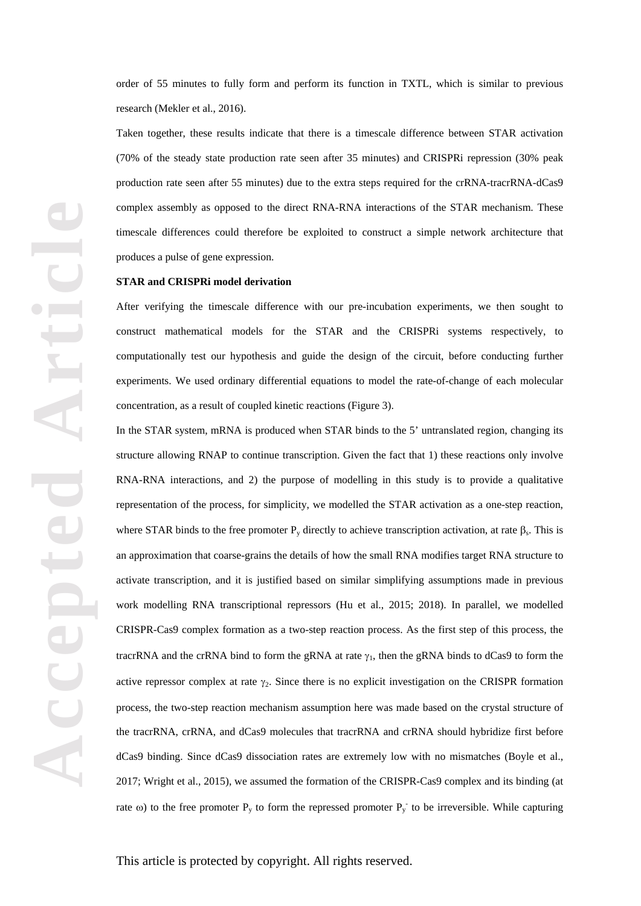order of 55 minutes to fully form and perform its function in TXTL, which is similar to previous research (Mekler et al., 2016).

Taken together, these results indicate that there is a timescale difference between STAR activation (70% of the steady state production rate seen after 35 minutes) and CRISPRi repression (30% peak production rate seen after 55 minutes) due to the extra steps required for the crRNA-tracrRNA-dCas9 complex assembly as opposed to the direct RNA-RNA interactions of the STAR mechanism. These timescale differences could therefore be exploited to construct a simple network architecture that produces a pulse of gene expression.

**STAR and CRISPRi model derivation**

After verifying the timescale difference with our pre-incubation experiments, we then sought to construct mathematical models for the STAR and the CRISPRi systems respectively, to computationally test our hypothesis and guide the design of the circuit, before conducting further experiments. We used ordinary differential equations to model the rate-of-change of each molecular concentration, as a result of coupled kinetic reactions (Figure 3).

In the STAR system, mRNA is produced when STAR binds to the 5' untranslated region, changing its structure allowing RNAP to continue transcription. Given the fact that 1) these reactions only involve RNA-RNA interactions, and 2) the purpose of modelling in this study is to provide a qualitative representation of the process, for simplicity, we modelled the STAR activation as a one-step reaction, where STAR binds to the free promoter $P_y$ directly to achieve transcription activation, at rate $\beta_s$. This is an approximation that coarse-grains the details of how the small RNA modifies target RNA structure to activate transcription, and it is justified based on similar simplifying assumptions made in previous work modelling RNA transcriptional repressors (Hu et al., 2015; 2018). In parallel, we modelled CRISPR-Cas9 complex formation as a two-step reaction process. As the first step of this process, the tracrRNA and the crRNA bind to form the gRNA at rate $\gamma_1$, then the gRNA binds to dCas9 to form the active repressor complex at rate $\gamma_2$. Since there is no explicit investigation on the CRISPR formation process, the two-step reaction mechanism assumption here was made based on the crystal structure of the tracrRNA, crRNA, and dCas9 molecules that tracrRNA and crRNA should hybridize first before dCas9 binding. Since dCas9 dissociation rates are extremely low with no mismatches (Boyle et al., 2017; Wright et al., 2015), we assumed the formation of the CRISPR-Cas9 complex and its binding (at rate $\omega$) to the free promoter $P_y$ to form the repressed promoter $P_y^-$ to be irreversible. While capturing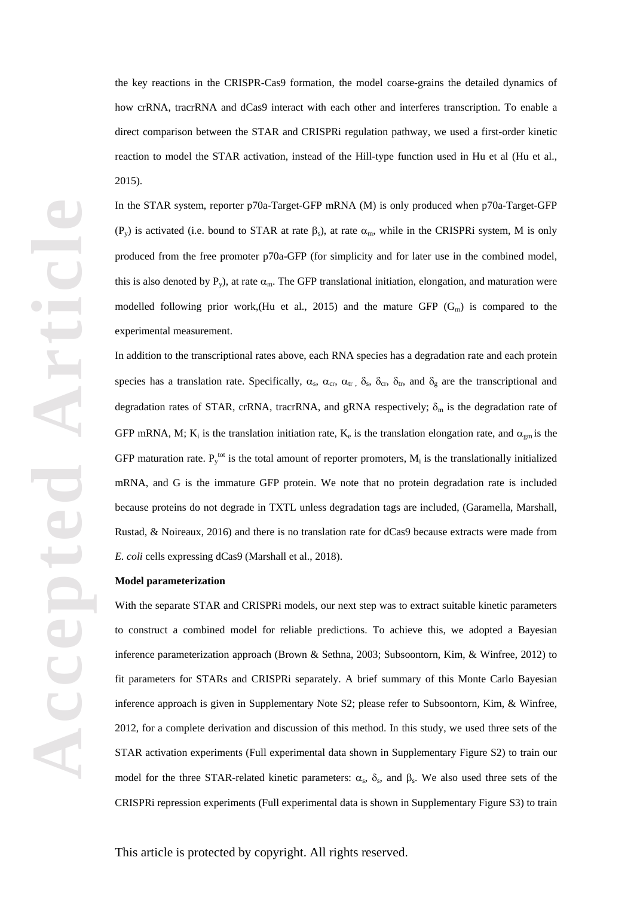the key reactions in the CRISPR-Cas9 formation, the model coarse-grains the detailed dynamics of how crRNA, tracrRNA and dCas9 interact with each other and interferes transcription. To enable a direct comparison between the STAR and CRISPRi regulation pathway, we used a first-order kinetic reaction to model the STAR activation, instead of the Hill-type function used in Hu et al (Hu et al., 2015).

In the STAR system, reporter p70a-Target-GFP mRNA (M) is only produced when p70a-Target-GFP ($P_y$) is activated (i.e. bound to STAR at rate $\beta_s$), at rate $\alpha_m$, while in the CRISPRi system, M is only produced from the free promoter p70a-GFP (for simplicity and for later use in the combined model, this is also denoted by $P_y$), at rate $\alpha_m$. The GFP translational initiation, elongation, and maturation were modelled following prior work,(Hu et al., 2015) and the mature GFP ($G_m$) is compared to the experimental measurement.

In addition to the transcriptional rates above, each RNA species has a degradation rate and each protein species has a translation rate. Specifically, $\alpha_s$, $\alpha_{cr}$, $\alpha_{tr}$, $\delta_s$, $\delta_{cr}$, $\delta_{tr}$, and $\delta_g$ are the transcriptional and degradation rates of STAR, crRNA, tracrRNA, and gRNA respectively; $\delta_m$ is the degradation rate of GFP mRNA, M; $K_i$ is the translation initiation rate, $K_e$ is the translation elongation rate, and $\alpha_{gm}$ is the GFP maturation rate. $P_y^{tot}$ is the total amount of reporter promoters, $M_i$ is the translationally initialized mRNA, and G is the immature GFP protein. We note that no protein degradation rate is included because proteins do not degrade in TXTL unless degradation tags are included, (Garamella, Marshall, Rustad, & Noireaux, 2016) and there is no translation rate for dCas9 because extracts were made from *E. coli* cells expressing dCas9 (Marshall et al., 2018).

**Model parameterization**

With the separate STAR and CRISPRi models, our next step was to extract suitable kinetic parameters to construct a combined model for reliable predictions. To achieve this, we adopted a Bayesian inference parameterization approach (Brown & Sethna, 2003; Subsoontorn, Kim, & Winfree, 2012) to fit parameters for STARs and CRISPRi separately. A brief summary of this Monte Carlo Bayesian inference approach is given in Supplementary Note S2; please refer to Subsoontorn, Kim, & Winfree, 2012, for a complete derivation and discussion of this method. In this study, we used three sets of the STAR activation experiments (Full experimental data shown in Supplementary Figure S2) to train our model for the three STAR-related kinetic parameters: $\alpha_s$, $\delta_s$, and $\beta_s$. We also used three sets of the CRISPRi repression experiments (Full experimental data is shown in Supplementary Figure S3) to train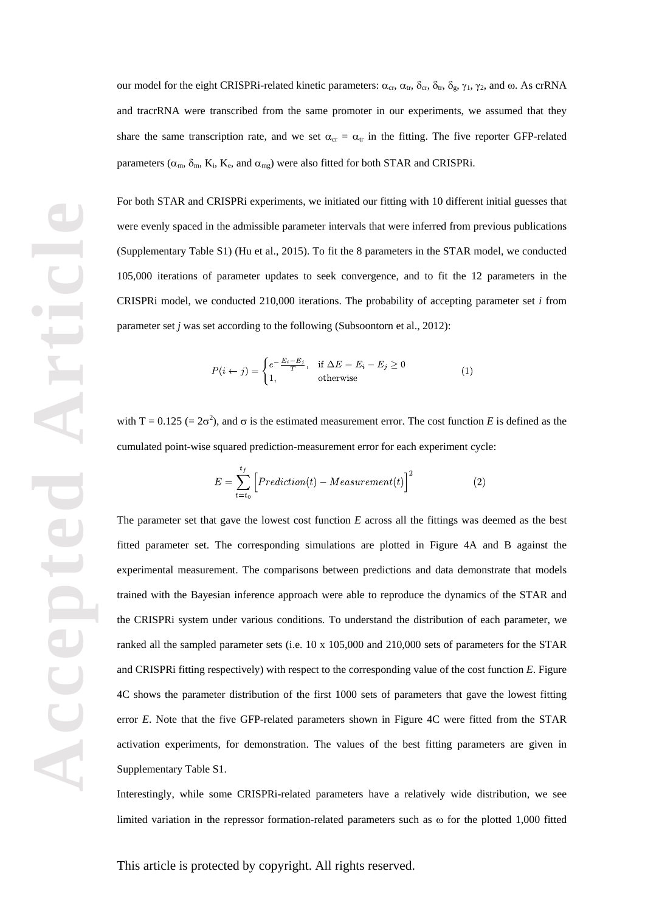our model for the eight CRISPRi-related kinetic parameters: $\alpha_{cr}$, $\alpha_{tr}$, $\delta_{cr}$, $\delta_{tr}$, $\delta_{g}$, $\gamma_1$, $\gamma_2$, and $\omega$. As crRNA and tracrRNA were transcribed from the same promoter in our experiments, we assumed that they share the same transcription rate, and we set $\alpha_{cr} = \alpha_{tr}$ in the fitting. The five reporter GFP-related parameters ($\alpha_m$, $\delta_m$, $K_i$, $K_e$, and $\alpha_{mg}$) were also fitted for both STAR and CRISPRi.

For both STAR and CRISPRi experiments, we initiated our fitting with 10 different initial guesses that were evenly spaced in the admissible parameter intervals that were inferred from previous publications (Supplementary Table S1) (Hu et al., 2015). To fit the 8 parameters in the STAR model, we conducted 105,000 iterations of parameter updates to seek convergence, and to fit the 12 parameters in the CRISPRi model, we conducted 210,000 iterations. The probability of accepting parameter set *i* from parameter set *j* was set according to the following (Subsoontorn et al., 2012):

$$P(i \leftarrow j) = \begin{cases} e^{-\frac{E_i - E_j}{T}}, & \text{if } \Delta E = E_i - E_j \geq 0 \\ 1, & \text{otherwise} \end{cases} \quad (1)$$

with T = 0.125 (= $2\sigma^2$), and $\sigma$ is the estimated measurement error. The cost function *E* is defined as the cumulated point-wise squared prediction-measurement error for each experiment cycle:

$$E = \sum_{t=t_0}^{t_f} \Big[ Prediction(t) - Measurement(t) \Big]^2 \quad (2)$$

The parameter set that gave the lowest cost function *E* across all the fittings was deemed as the best fitted parameter set. The corresponding simulations are plotted in Figure 4A and B against the experimental measurement. The comparisons between predictions and data demonstrate that models trained with the Bayesian inference approach were able to reproduce the dynamics of the STAR and the CRISPRi system under various conditions. To understand the distribution of each parameter, we ranked all the sampled parameter sets (i.e. 10 x 105,000 and 210,000 sets of parameters for the STAR and CRISPRi fitting respectively) with respect to the corresponding value of the cost function *E*. Figure 4C shows the parameter distribution of the first 1000 sets of parameters that gave the lowest fitting error *E*. Note that the five GFP-related parameters shown in Figure 4C were fitted from the STAR activation experiments, for demonstration. The values of the best fitting parameters are given in Supplementary Table S1.

Interestingly, while some CRISPRi-related parameters have a relatively wide distribution, we see limited variation in the repressor formation-related parameters such as $\omega$ for the plotted 1,000 fitted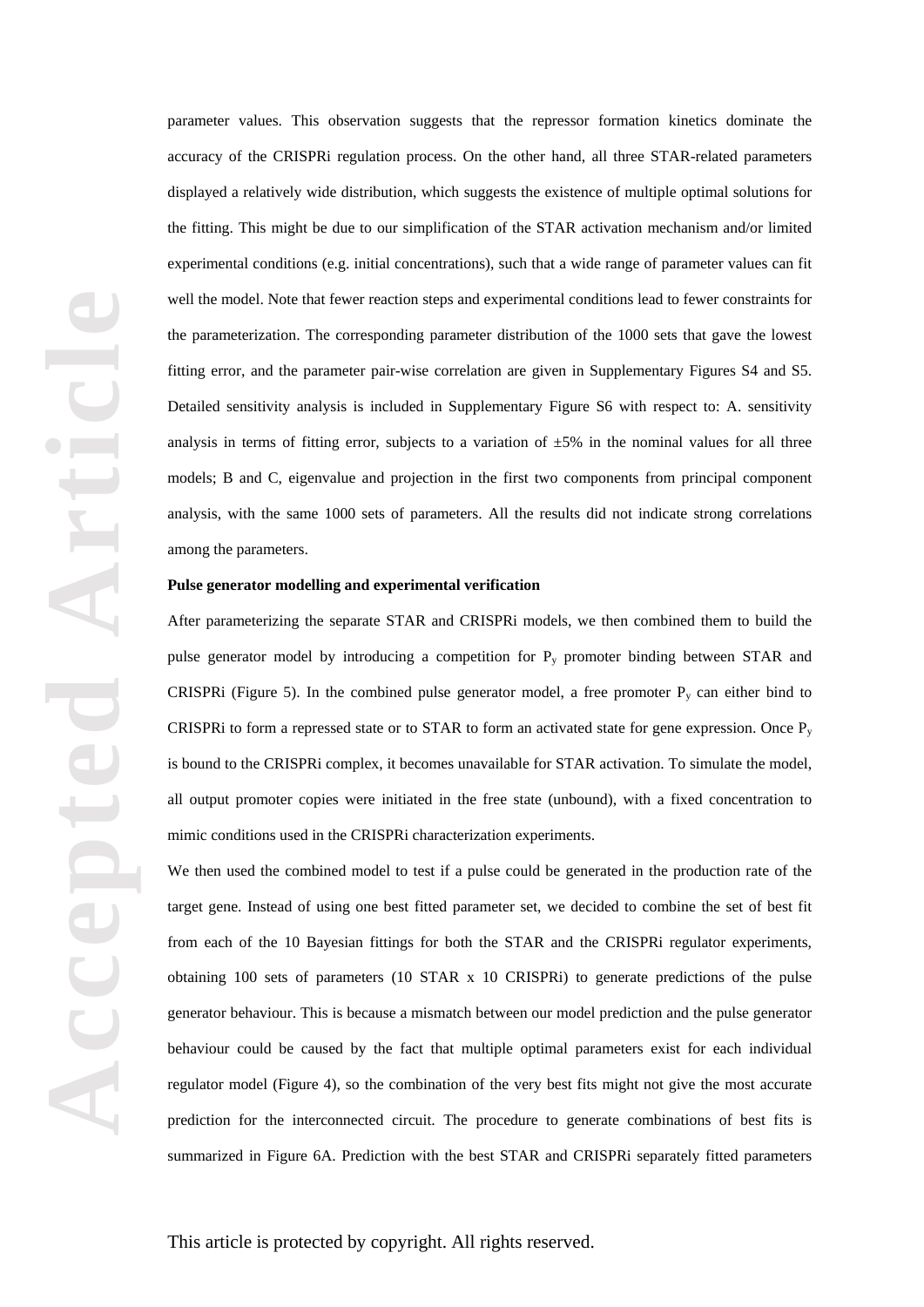parameter values. This observation suggests that the repressor formation kinetics dominate the accuracy of the CRISPRi regulation process. On the other hand, all three STAR-related parameters displayed a relatively wide distribution, which suggests the existence of multiple optimal solutions for the fitting. This might be due to our simplification of the STAR activation mechanism and/or limited experimental conditions (e.g. initial concentrations), such that a wide range of parameter values can fit well the model. Note that fewer reaction steps and experimental conditions lead to fewer constraints for the parameterization. The corresponding parameter distribution of the 1000 sets that gave the lowest fitting error, and the parameter pair-wise correlation are given in Supplementary Figures S4 and S5. Detailed sensitivity analysis is included in Supplementary Figure S6 with respect to: A. sensitivity analysis in terms of fitting error, subjects to a variation of ±5% in the nominal values for all three models; B and C, eigenvalue and projection in the first two components from principal component analysis, with the same 1000 sets of parameters. All the results did not indicate strong correlations among the parameters.

**Pulse generator modelling and experimental verification**

After parameterizing the separate STAR and CRISPRi models, we then combined them to build the pulse generator model by introducing a competition for $P_y$ promoter binding between STAR and CRISPRi (Figure 5). In the combined pulse generator model, a free promoter $P_y$ can either bind to CRISPRi to form a repressed state or to STAR to form an activated state for gene expression. Once $P_y$ is bound to the CRISPRi complex, it becomes unavailable for STAR activation. To simulate the model, all output promoter copies were initiated in the free state (unbound), with a fixed concentration to mimic conditions used in the CRISPRi characterization experiments.

We then used the combined model to test if a pulse could be generated in the production rate of the target gene. Instead of using one best fitted parameter set, we decided to combine the set of best fit from each of the 10 Bayesian fittings for both the STAR and the CRISPRi regulator experiments, obtaining 100 sets of parameters (10 STAR x 10 CRISPRi) to generate predictions of the pulse generator behaviour. This is because a mismatch between our model prediction and the pulse generator behaviour could be caused by the fact that multiple optimal parameters exist for each individual regulator model (Figure 4), so the combination of the very best fits might not give the most accurate prediction for the interconnected circuit. The procedure to generate combinations of best fits is summarized in Figure 6A. Prediction with the best STAR and CRISPRi separately fitted parameters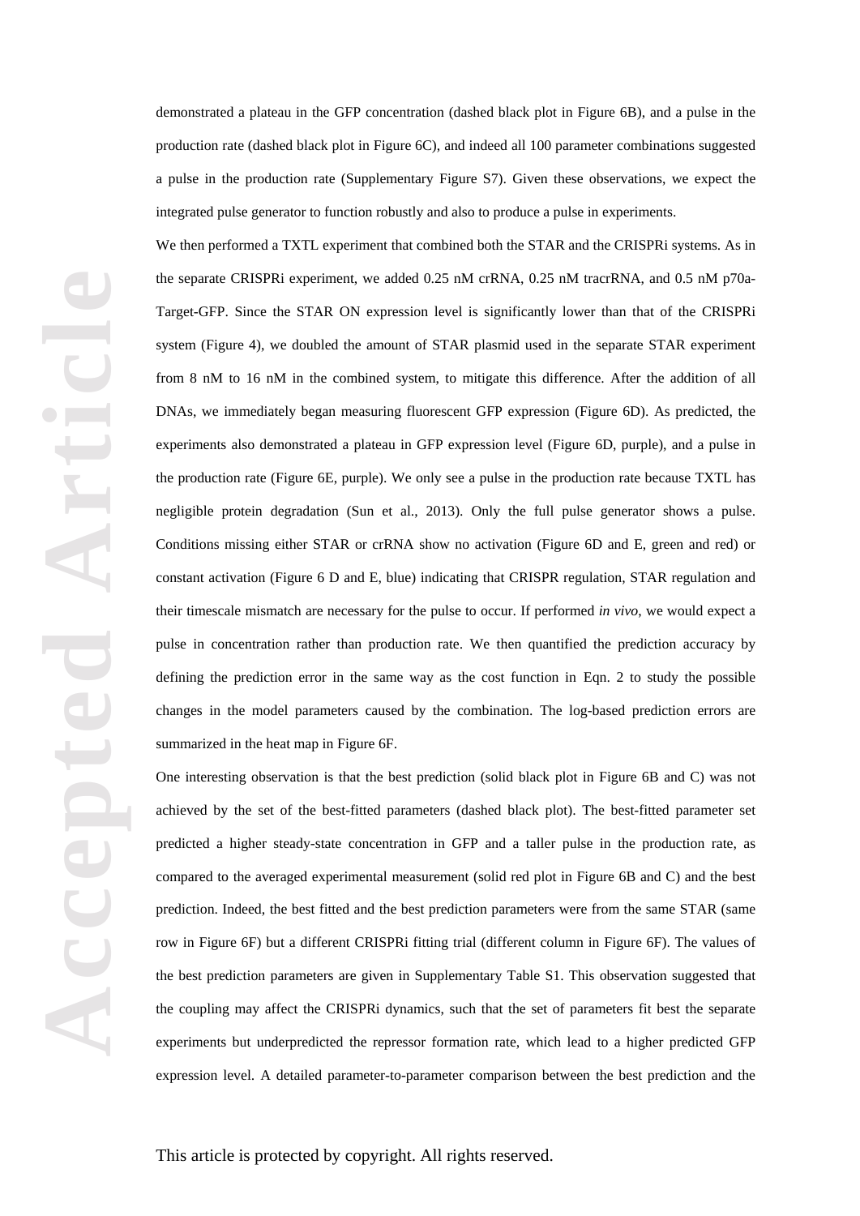demonstrated a plateau in the GFP concentration (dashed black plot in Figure 6B), and a pulse in the production rate (dashed black plot in Figure 6C), and indeed all 100 parameter combinations suggested a pulse in the production rate (Supplementary Figure S7). Given these observations, we expect the integrated pulse generator to function robustly and also to produce a pulse in experiments.

We then performed a TXTL experiment that combined both the STAR and the CRISPRi systems. As in the separate CRISPRi experiment, we added 0.25 nM crRNA, 0.25 nM tracrRNA, and 0.5 nM p70a-Target-GFP. Since the STAR ON expression level is significantly lower than that of the CRISPRi system (Figure 4), we doubled the amount of STAR plasmid used in the separate STAR experiment from 8 nM to 16 nM in the combined system, to mitigate this difference. After the addition of all DNAs, we immediately began measuring fluorescent GFP expression (Figure 6D). As predicted, the experiments also demonstrated a plateau in GFP expression level (Figure 6D, purple), and a pulse in the production rate (Figure 6E, purple). We only see a pulse in the production rate because TXTL has negligible protein degradation (Sun et al., 2013). Only the full pulse generator shows a pulse. Conditions missing either STAR or crRNA show no activation (Figure 6D and E, green and red) or constant activation (Figure 6 D and E, blue) indicating that CRISPR regulation, STAR regulation and their timescale mismatch are necessary for the pulse to occur. If performed *in vivo*, we would expect a pulse in concentration rather than production rate. We then quantified the prediction accuracy by defining the prediction error in the same way as the cost function in Eqn. 2 to study the possible changes in the model parameters caused by the combination. The log-based prediction errors are summarized in the heat map in Figure 6F.

One interesting observation is that the best prediction (solid black plot in Figure 6B and C) was not achieved by the set of the best-fitted parameters (dashed black plot). The best-fitted parameter set predicted a higher steady-state concentration in GFP and a taller pulse in the production rate, as compared to the averaged experimental measurement (solid red plot in Figure 6B and C) and the best prediction. Indeed, the best fitted and the best prediction parameters were from the same STAR (same row in Figure 6F) but a different CRISPRi fitting trial (different column in Figure 6F). The values of the best prediction parameters are given in Supplementary Table S1. This observation suggested that the coupling may affect the CRISPRi dynamics, such that the set of parameters fit best the separate experiments but underpredicted the repressor formation rate, which lead to a higher predicted GFP expression level. A detailed parameter-to-parameter comparison between the best prediction and the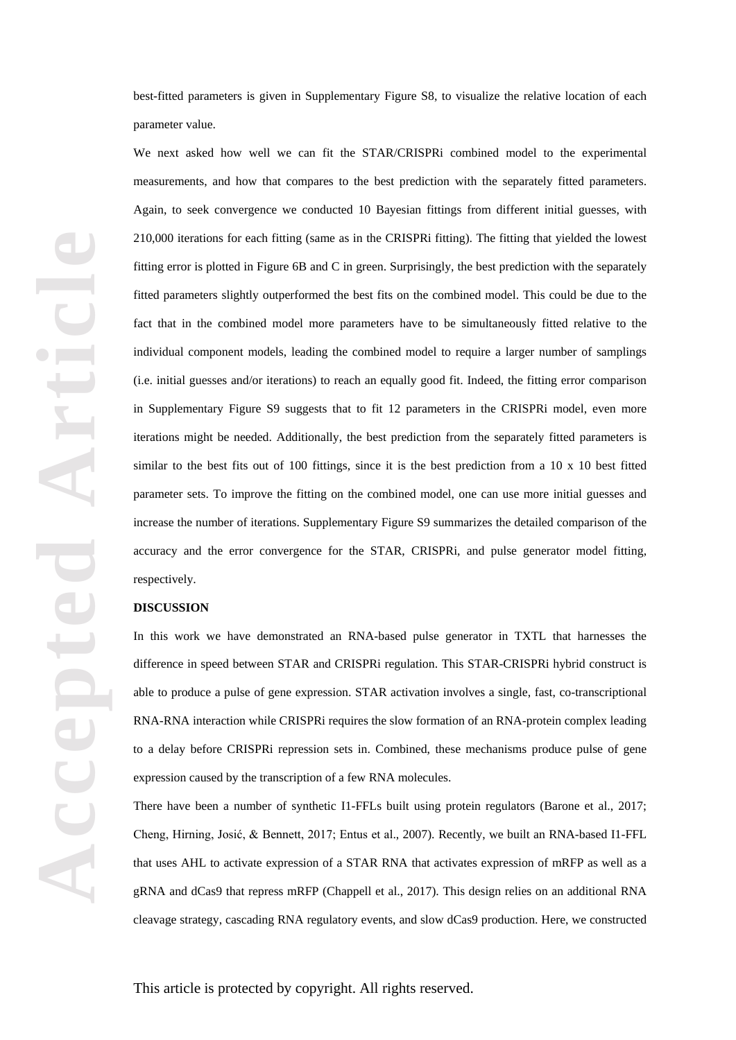best-fitted parameters is given in Supplementary Figure S8, to visualize the relative location of each parameter value.

We next asked how well we can fit the STAR/CRISPRi combined model to the experimental measurements, and how that compares to the best prediction with the separately fitted parameters. Again, to seek convergence we conducted 10 Bayesian fittings from different initial guesses, with 210,000 iterations for each fitting (same as in the CRISPRi fitting). The fitting that yielded the lowest fitting error is plotted in Figure 6B and C in green. Surprisingly, the best prediction with the separately fitted parameters slightly outperformed the best fits on the combined model. This could be due to the fact that in the combined model more parameters have to be simultaneously fitted relative to the individual component models, leading the combined model to require a larger number of samplings (i.e. initial guesses and/or iterations) to reach an equally good fit. Indeed, the fitting error comparison in Supplementary Figure S9 suggests that to fit 12 parameters in the CRISPRi model, even more iterations might be needed. Additionally, the best prediction from the separately fitted parameters is similar to the best fits out of 100 fittings, since it is the best prediction from a 10 x 10 best fitted parameter sets. To improve the fitting on the combined model, one can use more initial guesses and increase the number of iterations. Supplementary Figure S9 summarizes the detailed comparison of the accuracy and the error convergence for the STAR, CRISPRi, and pulse generator model fitting, respectively.

## DISCUSSION

In this work we have demonstrated an RNA-based pulse generator in TXTL that harnesses the difference in speed between STAR and CRISPRi regulation. This STAR-CRISPRi hybrid construct is able to produce a pulse of gene expression. STAR activation involves a single, fast, co-transcriptional RNA-RNA interaction while CRISPRi requires the slow formation of an RNA-protein complex leading to a delay before CRISPRi repression sets in. Combined, these mechanisms produce pulse of gene expression caused by the transcription of a few RNA molecules.

There have been a number of synthetic I1-FFLs built using protein regulators (Barone et al., 2017; Cheng, Hirning, Josić, & Bennett, 2017; Entus et al., 2007). Recently, we built an RNA-based I1-FFL that uses AHL to activate expression of a STAR RNA that activates expression of mRFP as well as a gRNA and dCas9 that repress mRFP (Chappell et al., 2017). This design relies on an additional RNA cleavage strategy, cascading RNA regulatory events, and slow dCas9 production. Here, we constructed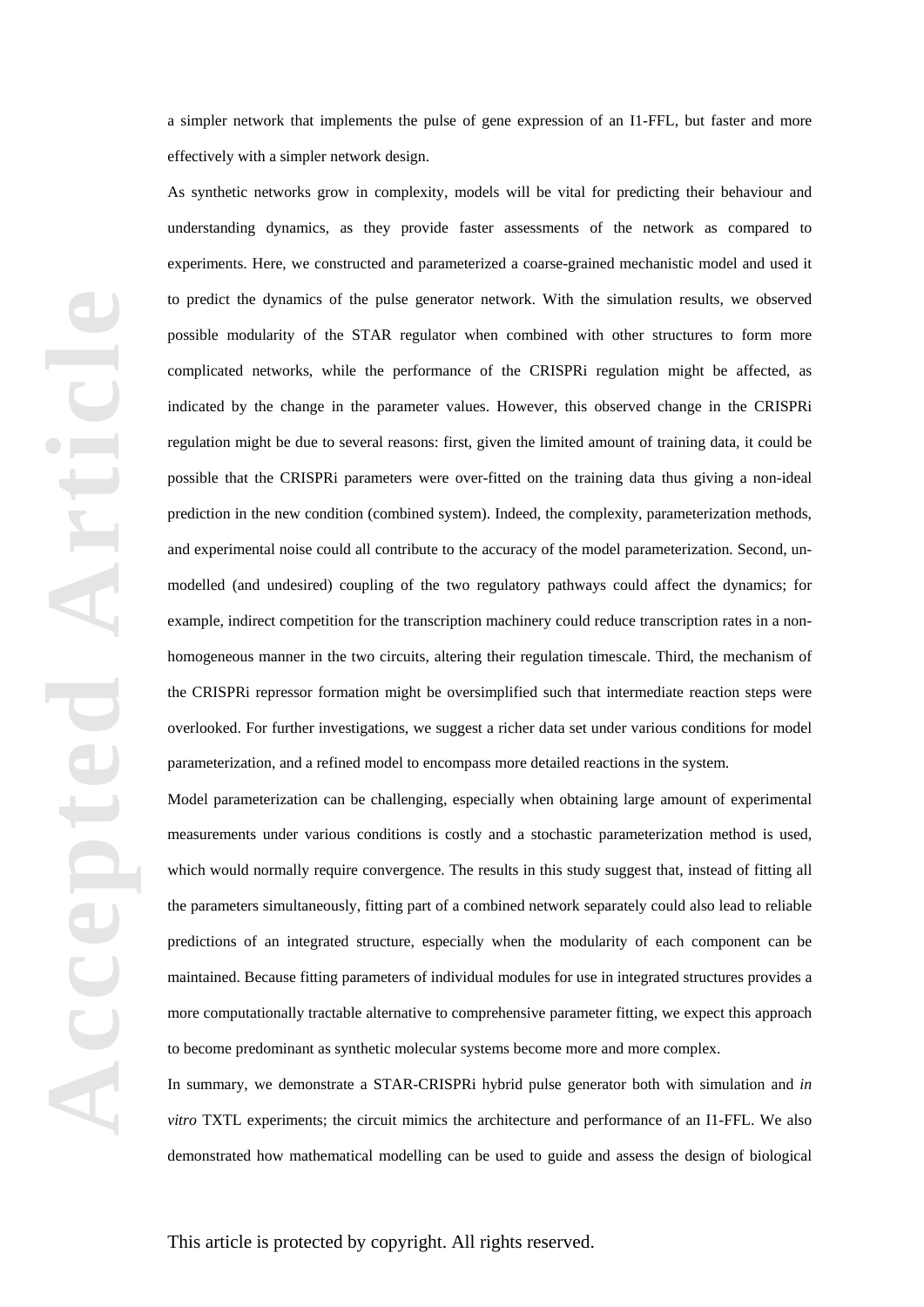a simpler network that implements the pulse of gene expression of an I1-FFL, but faster and more effectively with a simpler network design.

As synthetic networks grow in complexity, models will be vital for predicting their behaviour and understanding dynamics, as they provide faster assessments of the network as compared to experiments. Here, we constructed and parameterized a coarse-grained mechanistic model and used it to predict the dynamics of the pulse generator network. With the simulation results, we observed possible modularity of the STAR regulator when combined with other structures to form more complicated networks, while the performance of the CRISPRi regulation might be affected, as indicated by the change in the parameter values. However, this observed change in the CRISPRi regulation might be due to several reasons: first, given the limited amount of training data, it could be possible that the CRISPRi parameters were over-fitted on the training data thus giving a non-ideal prediction in the new condition (combined system). Indeed, the complexity, parameterization methods, and experimental noise could all contribute to the accuracy of the model parameterization. Second, un-modelled (and undesired) coupling of the two regulatory pathways could affect the dynamics; for example, indirect competition for the transcription machinery could reduce transcription rates in a non-homogeneous manner in the two circuits, altering their regulation timescale. Third, the mechanism of the CRISPRi repressor formation might be oversimplified such that intermediate reaction steps were overlooked. For further investigations, we suggest a richer data set under various conditions for model parameterization, and a refined model to encompass more detailed reactions in the system.

Model parameterization can be challenging, especially when obtaining large amount of experimental measurements under various conditions is costly and a stochastic parameterization method is used, which would normally require convergence. The results in this study suggest that, instead of fitting all the parameters simultaneously, fitting part of a combined network separately could also lead to reliable predictions of an integrated structure, especially when the modularity of each component can be maintained. Because fitting parameters of individual modules for use in integrated structures provides a more computationally tractable alternative to comprehensive parameter fitting, we expect this approach to become predominant as synthetic molecular systems become more and more complex.

In summary, we demonstrate a STAR-CRISPRi hybrid pulse generator both with simulation and *in vitro* TXTL experiments; the circuit mimics the architecture and performance of an I1-FFL. We also demonstrated how mathematical modelling can be used to guide and assess the design of biological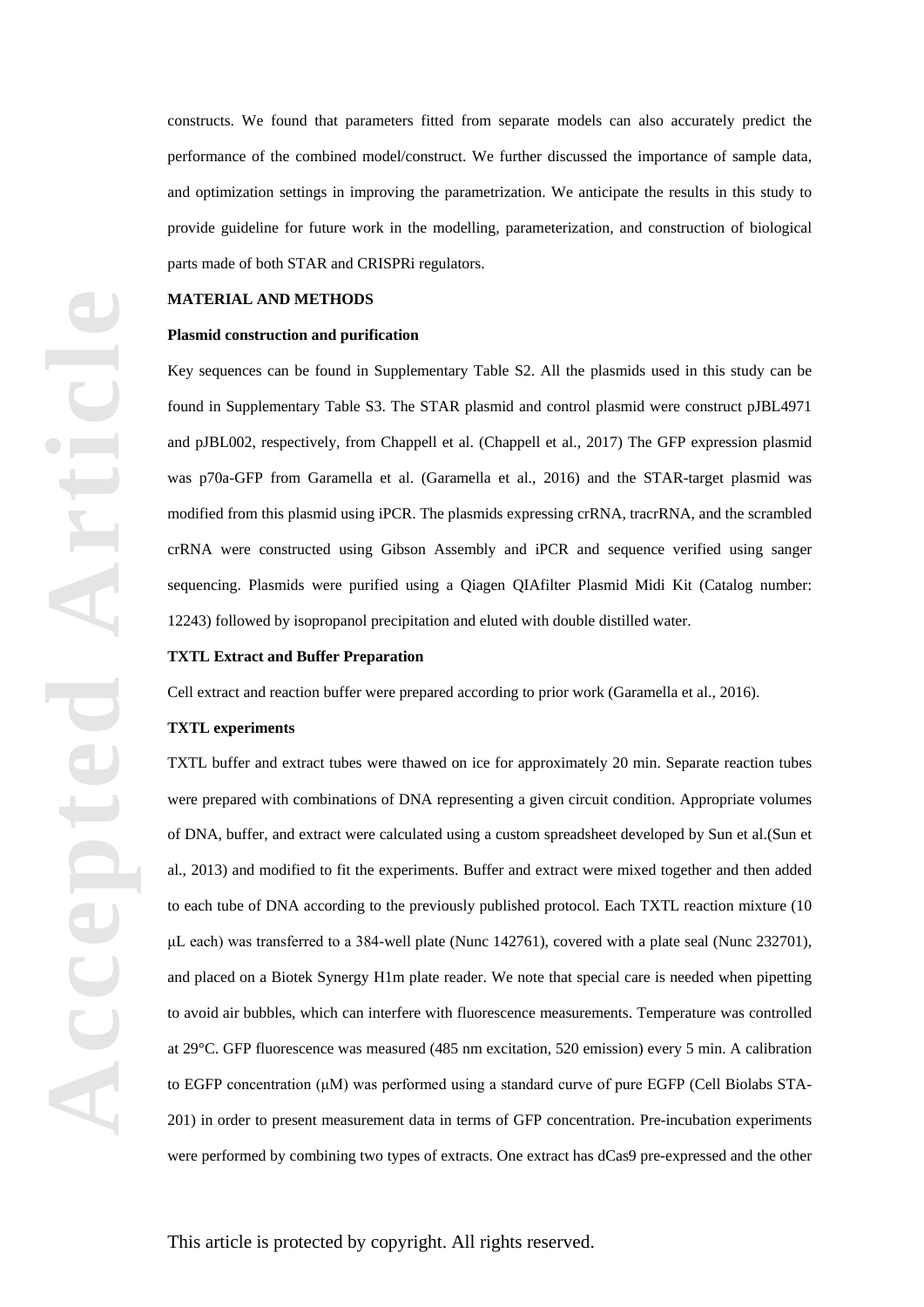constructs. We found that parameters fitted from separate models can also accurately predict the performance of the combined model/construct. We further discussed the importance of sample data, and optimization settings in improving the parametrization. We anticipate the results in this study to provide guideline for future work in the modelling, parameterization, and construction of biological parts made of both STAR and CRISPRi regulators.

## MATERIAL AND METHODS

### Plasmid construction and purification

Key sequences can be found in Supplementary Table S2. All the plasmids used in this study can be found in Supplementary Table S3. The STAR plasmid and control plasmid were construct pJBL4971 and pJBL002, respectively, from Chappell et al. (Chappell et al., 2017) The GFP expression plasmid was p70a-GFP from Garamella et al. (Garamella et al., 2016) and the STAR-target plasmid was modified from this plasmid using iPCR. The plasmids expressing crRNA, tracrRNA, and the scrambled crRNA were constructed using Gibson Assembly and iPCR and sequence verified using sanger sequencing. Plasmids were purified using a Qiagen QIAfilter Plasmid Midi Kit (Catalog number: 12243) followed by isopropanol precipitation and eluted with double distilled water.

### TXTL Extract and Buffer Preparation

Cell extract and reaction buffer were prepared according to prior work (Garamella et al., 2016).

### TXTL experiments

TXTL buffer and extract tubes were thawed on ice for approximately 20 min. Separate reaction tubes were prepared with combinations of DNA representing a given circuit condition. Appropriate volumes of DNA, buffer, and extract were calculated using a custom spreadsheet developed by Sun et al.(Sun et al., 2013) and modified to fit the experiments. Buffer and extract were mixed together and then added to each tube of DNA according to the previously published protocol. Each TXTL reaction mixture (10 μL each) was transferred to a 384-well plate (Nunc 142761), covered with a plate seal (Nunc 232701), and placed on a Biotek Synergy H1m plate reader. We note that special care is needed when pipetting to avoid air bubbles, which can interfere with fluorescence measurements. Temperature was controlled at 29°C. GFP fluorescence was measured (485 nm excitation, 520 emission) every 5 min. A calibration to EGFP concentration (μM) was performed using a standard curve of pure EGFP (Cell Biolabs STA-201) in order to present measurement data in terms of GFP concentration. Pre-incubation experiments were performed by combining two types of extracts. One extract has dCas9 pre-expressed and the other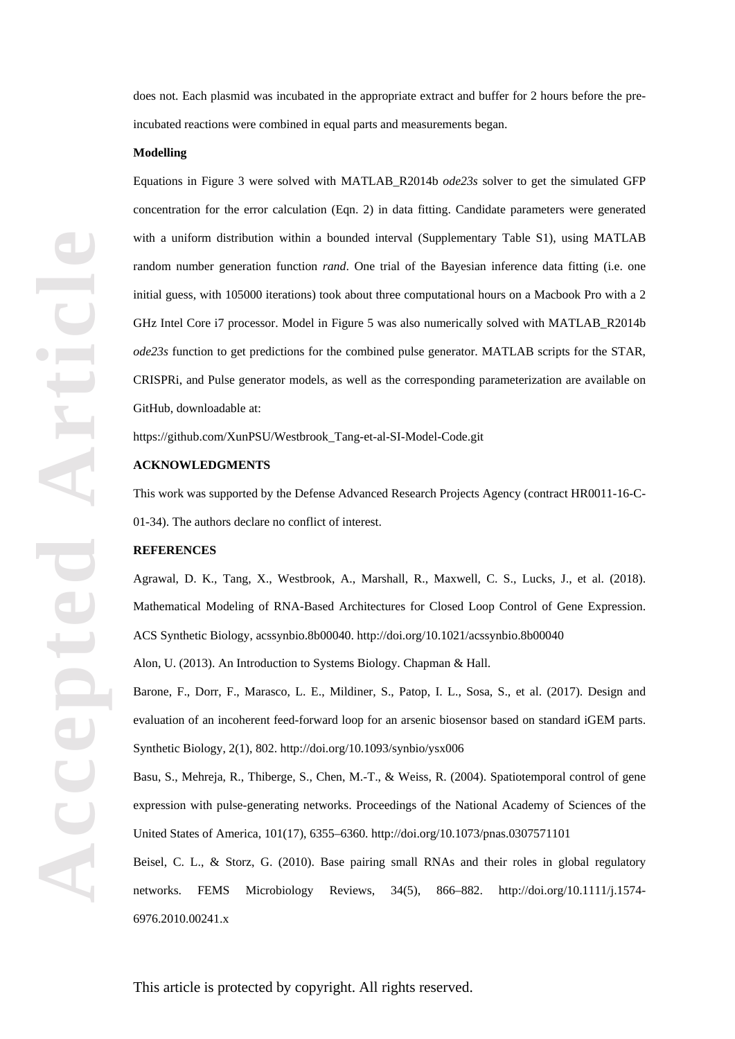does not. Each plasmid was incubated in the appropriate extract and buffer for 2 hours before the pre-incubated reactions were combined in equal parts and measurements began.

**Modelling**

Equations in Figure 3 were solved with MATLAB_R2014b *ode23s* solver to get the simulated GFP concentration for the error calculation (Eqn. 2) in data fitting. Candidate parameters were generated with a uniform distribution within a bounded interval (Supplementary Table S1), using MATLAB random number generation function *rand*. One trial of the Bayesian inference data fitting (i.e. one initial guess, with 105000 iterations) took about three computational hours on a Macbook Pro with a 2 GHz Intel Core i7 processor. Model in Figure 5 was also numerically solved with MATLAB_R2014b *ode23s* function to get predictions for the combined pulse generator. MATLAB scripts for the STAR, CRISPRi, and Pulse generator models, as well as the corresponding parameterization are available on GitHub, downloadable at:

https://github.com/XunPSU/Westbrook_Tang-et-al-SI-Model-Code.git

**ACKNOWLEDGMENTS**

This work was supported by the Defense Advanced Research Projects Agency (contract HR0011-16-C-01-34). The authors declare no conflict of interest.

**REFERENCES**

Agrawal, D. K., Tang, X., Westbrook, A., Marshall, R., Maxwell, C. S., Lucks, J., et al. (2018). Mathematical Modeling of RNA-Based Architectures for Closed Loop Control of Gene Expression. ACS Synthetic Biology, acssynbio.8b00040. http://doi.org/10.1021/acssynbio.8b00040

Alon, U. (2013). An Introduction to Systems Biology. Chapman & Hall.

Barone, F., Dorr, F., Marasco, L. E., Mildiner, S., Patop, I. L., Sosa, S., et al. (2017). Design and evaluation of an incoherent feed-forward loop for an arsenic biosensor based on standard iGEM parts. Synthetic Biology, 2(1), 802. http://doi.org/10.1093/synbio/ysx006

Basu, S., Mehreja, R., Thiberge, S., Chen, M.-T., & Weiss, R. (2004). Spatiotemporal control of gene expression with pulse-generating networks. Proceedings of the National Academy of Sciences of the United States of America, 101(17), 6355–6360. http://doi.org/10.1073/pnas.0307571101

Beisel, C. L., & Storz, G. (2010). Base pairing small RNAs and their roles in global regulatory networks. FEMS Microbiology Reviews, 34(5), 866–882. http://doi.org/10.1111/j.1574-6976.2010.00241.x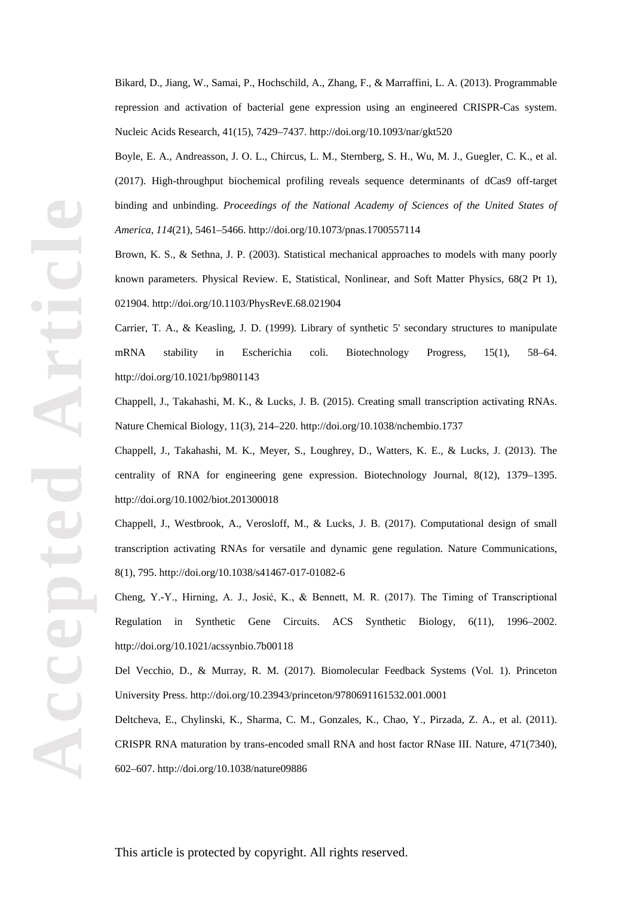Bikard, D., Jiang, W., Samai, P., Hochschild, A., Zhang, F., & Marraffini, L. A. (2013). Programmable repression and activation of bacterial gene expression using an engineered CRISPR-Cas system. Nucleic Acids Research, 41(15), 7429–7437. http://doi.org/10.1093/nar/gkt520

Boyle, E. A., Andreasson, J. O. L., Chircus, L. M., Sternberg, S. H., Wu, M. J., Guegler, C. K., et al. (2017). High-throughput biochemical profiling reveals sequence determinants of dCas9 off-target binding and unbinding. *Proceedings of the National Academy of Sciences of the United States of America*, *114*(21), 5461–5466. http://doi.org/10.1073/pnas.1700557114

Brown, K. S., & Sethna, J. P. (2003). Statistical mechanical approaches to models with many poorly known parameters. Physical Review. E, Statistical, Nonlinear, and Soft Matter Physics, 68(2 Pt 1), 021904. http://doi.org/10.1103/PhysRevE.68.021904

Carrier, T. A., & Keasling, J. D. (1999). Library of synthetic 5' secondary structures to manipulate mRNA stability in Escherichia coli. Biotechnology Progress, 15(1), 58–64. http://doi.org/10.1021/bp9801143

Chappell, J., Takahashi, M. K., & Lucks, J. B. (2015). Creating small transcription activating RNAs. Nature Chemical Biology, 11(3), 214–220. http://doi.org/10.1038/nchembio.1737

Chappell, J., Takahashi, M. K., Meyer, S., Loughrey, D., Watters, K. E., & Lucks, J. (2013). The centrality of RNA for engineering gene expression. Biotechnology Journal, 8(12), 1379–1395. http://doi.org/10.1002/biot.201300018

Chappell, J., Westbrook, A., Verosloff, M., & Lucks, J. B. (2017). Computational design of small transcription activating RNAs for versatile and dynamic gene regulation. Nature Communications, 8(1), 795. http://doi.org/10.1038/s41467-017-01082-6

Cheng, Y.-Y., Hirning, A. J., Josić, K., & Bennett, M. R. (2017). The Timing of Transcriptional Regulation in Synthetic Gene Circuits. ACS Synthetic Biology, 6(11), 1996–2002. http://doi.org/10.1021/acssynbio.7b00118

Del Vecchio, D., & Murray, R. M. (2017). Biomolecular Feedback Systems (Vol. 1). Princeton University Press. http://doi.org/10.23943/princeton/9780691161532.001.0001

Deltcheva, E., Chylinski, K., Sharma, C. M., Gonzales, K., Chao, Y., Pirzada, Z. A., et al. (2011). CRISPR RNA maturation by trans-encoded small RNA and host factor RNase III. Nature, 471(7340), 602–607. http://doi.org/10.1038/nature09886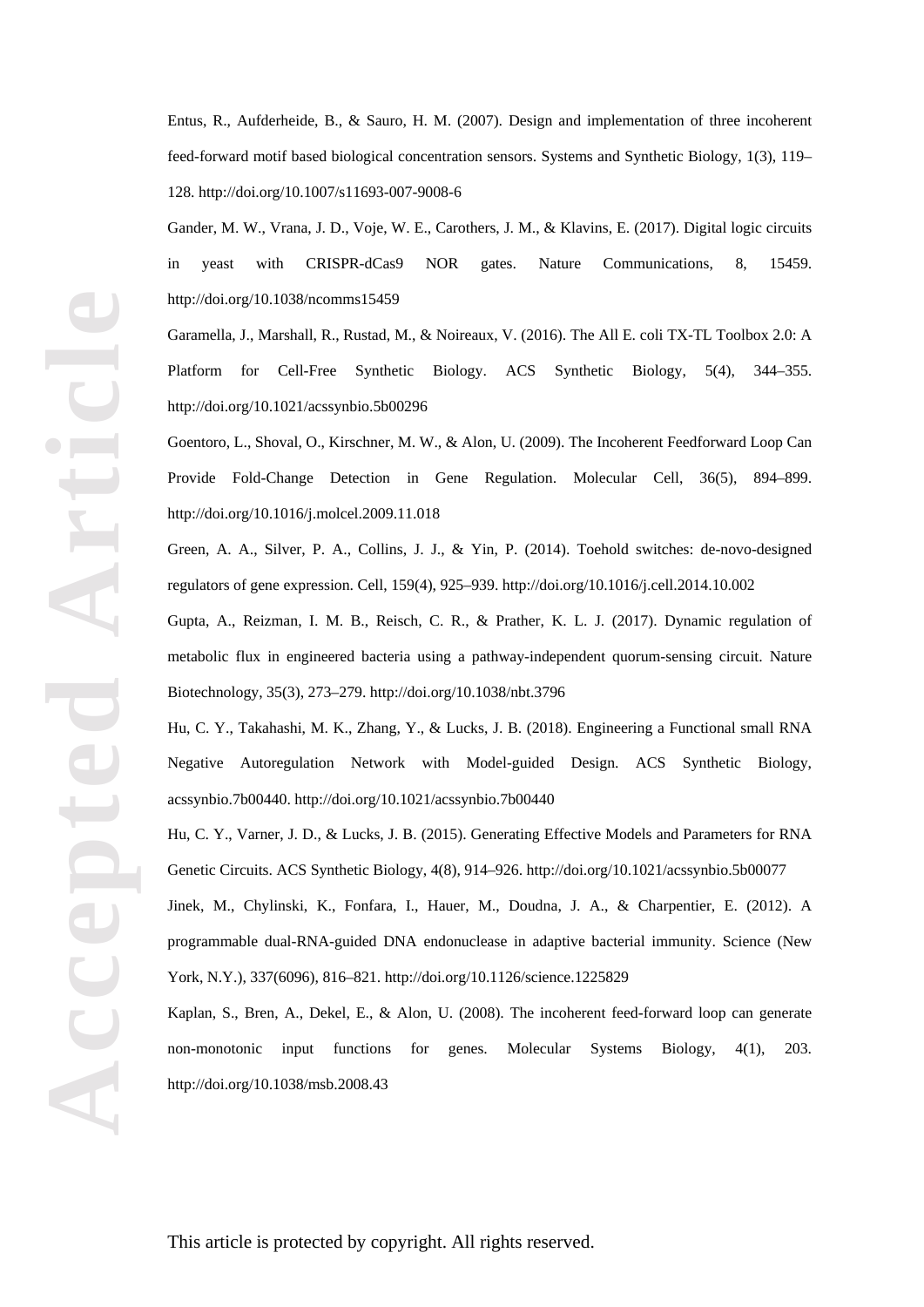Entus, R., Aufderheide, B., & Sauro, H. M. (2007). Design and implementation of three incoherent feed-forward motif based biological concentration sensors. Systems and Synthetic Biology, 1(3), 119–128. http://doi.org/10.1007/s11693-007-9008-6

Gander, M. W., Vrana, J. D., Voje, W. E., Carothers, J. M., & Klavins, E. (2017). Digital logic circuits in yeast with CRISPR-dCas9 NOR gates. Nature Communications, 8, 15459. http://doi.org/10.1038/ncomms15459

Garamella, J., Marshall, R., Rustad, M., & Noireaux, V. (2016). The All E. coli TX-TL Toolbox 2.0: A Platform for Cell-Free Synthetic Biology. ACS Synthetic Biology, 5(4), 344–355. http://doi.org/10.1021/acssynbio.5b00296

Goentoro, L., Shoval, O., Kirschner, M. W., & Alon, U. (2009). The Incoherent Feedforward Loop Can Provide Fold-Change Detection in Gene Regulation. Molecular Cell, 36(5), 894–899. http://doi.org/10.1016/j.molcel.2009.11.018

Green, A. A., Silver, P. A., Collins, J. J., & Yin, P. (2014). Toehold switches: de-novo-designed regulators of gene expression. Cell, 159(4), 925–939. http://doi.org/10.1016/j.cell.2014.10.002

Gupta, A., Reizman, I. M. B., Reisch, C. R., & Prather, K. L. J. (2017). Dynamic regulation of metabolic flux in engineered bacteria using a pathway-independent quorum-sensing circuit. Nature Biotechnology, 35(3), 273–279. http://doi.org/10.1038/nbt.3796

Hu, C. Y., Takahashi, M. K., Zhang, Y., & Lucks, J. B. (2018). Engineering a Functional small RNA Negative Autoregulation Network with Model-guided Design. ACS Synthetic Biology, acssynbio.7b00440. http://doi.org/10.1021/acssynbio.7b00440

Hu, C. Y., Varner, J. D., & Lucks, J. B. (2015). Generating Effective Models and Parameters for RNA Genetic Circuits. ACS Synthetic Biology, 4(8), 914–926. http://doi.org/10.1021/acssynbio.5b00077

Jinek, M., Chylinski, K., Fonfara, I., Hauer, M., Doudna, J. A., & Charpentier, E. (2012). A programmable dual-RNA-guided DNA endonuclease in adaptive bacterial immunity. Science (New York, N.Y.), 337(6096), 816–821. http://doi.org/10.1126/science.1225829

Kaplan, S., Bren, A., Dekel, E., & Alon, U. (2008). The incoherent feed-forward loop can generate non-monotonic input functions for genes. Molecular Systems Biology, 4(1), 203. http://doi.org/10.1038/msb.2008.43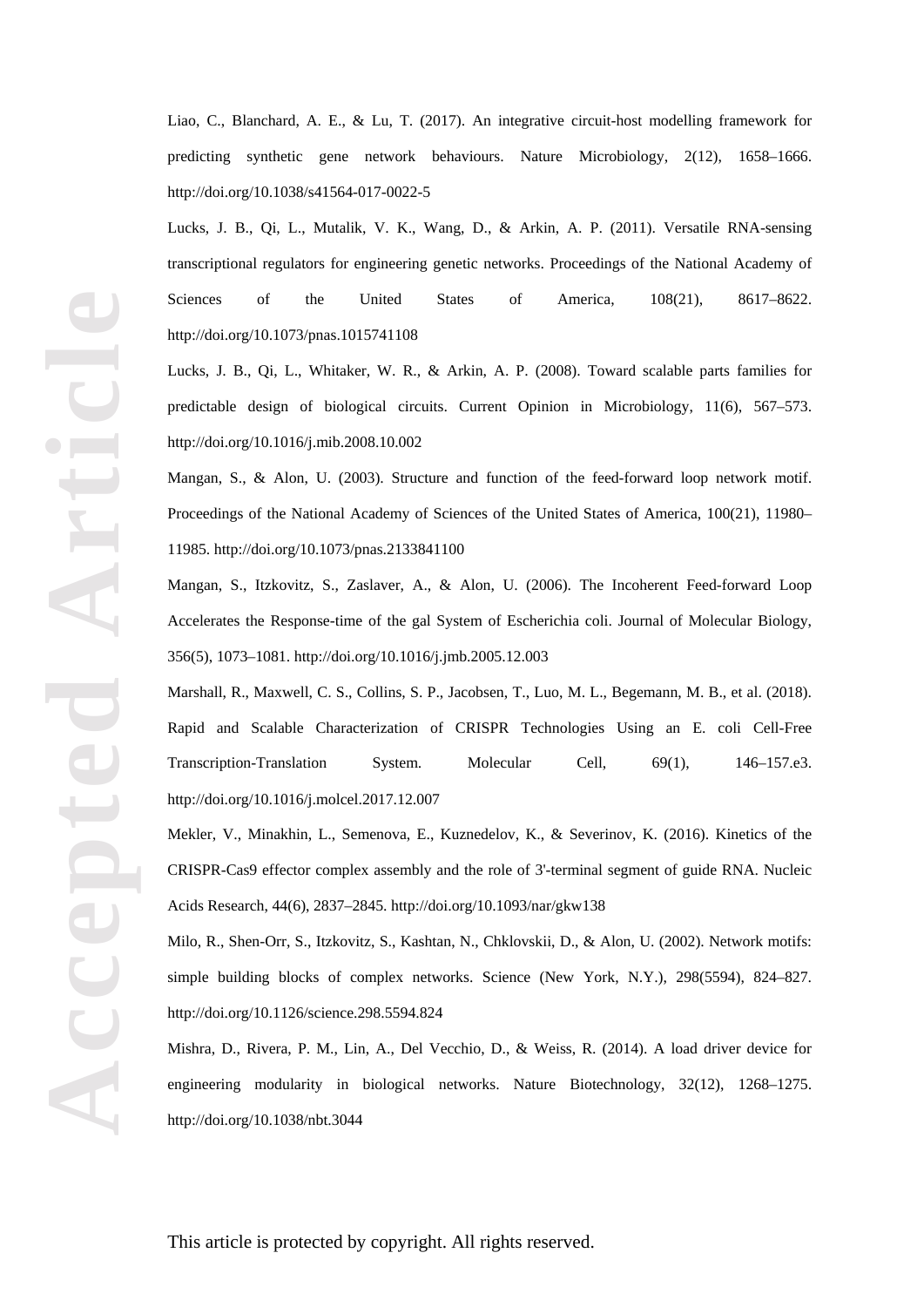Liao, C., Blanchard, A. E., & Lu, T. (2017). An integrative circuit-host modelling framework for predicting synthetic gene network behaviours. Nature Microbiology, 2(12), 1658–1666. http://doi.org/10.1038/s41564-017-0022-5

Lucks, J. B., Qi, L., Mutalik, V. K., Wang, D., & Arkin, A. P. (2011). Versatile RNA-sensing transcriptional regulators for engineering genetic networks. Proceedings of the National Academy of Sciences of the United States of America, 108(21), 8617–8622. http://doi.org/10.1073/pnas.1015741108

Lucks, J. B., Qi, L., Whitaker, W. R., & Arkin, A. P. (2008). Toward scalable parts families for predictable design of biological circuits. Current Opinion in Microbiology, 11(6), 567–573. http://doi.org/10.1016/j.mib.2008.10.002

Mangan, S., & Alon, U. (2003). Structure and function of the feed-forward loop network motif. Proceedings of the National Academy of Sciences of the United States of America, 100(21), 11980–11985. http://doi.org/10.1073/pnas.2133841100

Mangan, S., Itzkovitz, S., Zaslaver, A., & Alon, U. (2006). The Incoherent Feed-forward Loop Accelerates the Response-time of the gal System of Escherichia coli. Journal of Molecular Biology, 356(5), 1073–1081. http://doi.org/10.1016/j.jmb.2005.12.003

Marshall, R., Maxwell, C. S., Collins, S. P., Jacobsen, T., Luo, M. L., Begemann, M. B., et al. (2018). Rapid and Scalable Characterization of CRISPR Technologies Using an E. coli Cell-Free Transcription-Translation System. Molecular Cell, 69(1), 146–157.e3. http://doi.org/10.1016/j.molcel.2017.12.007

Mekler, V., Minakhin, L., Semenova, E., Kuznedelov, K., & Severinov, K. (2016). Kinetics of the CRISPR-Cas9 effector complex assembly and the role of 3'-terminal segment of guide RNA. Nucleic Acids Research, 44(6), 2837–2845. http://doi.org/10.1093/nar/gkw138

Milo, R., Shen-Orr, S., Itzkovitz, S., Kashtan, N., Chklovskii, D., & Alon, U. (2002). Network motifs: simple building blocks of complex networks. Science (New York, N.Y.), 298(5594), 824–827. http://doi.org/10.1126/science.298.5594.824

Mishra, D., Rivera, P. M., Lin, A., Del Vecchio, D., & Weiss, R. (2014). A load driver device for engineering modularity in biological networks. Nature Biotechnology, 32(12), 1268–1275. http://doi.org/10.1038/nbt.3044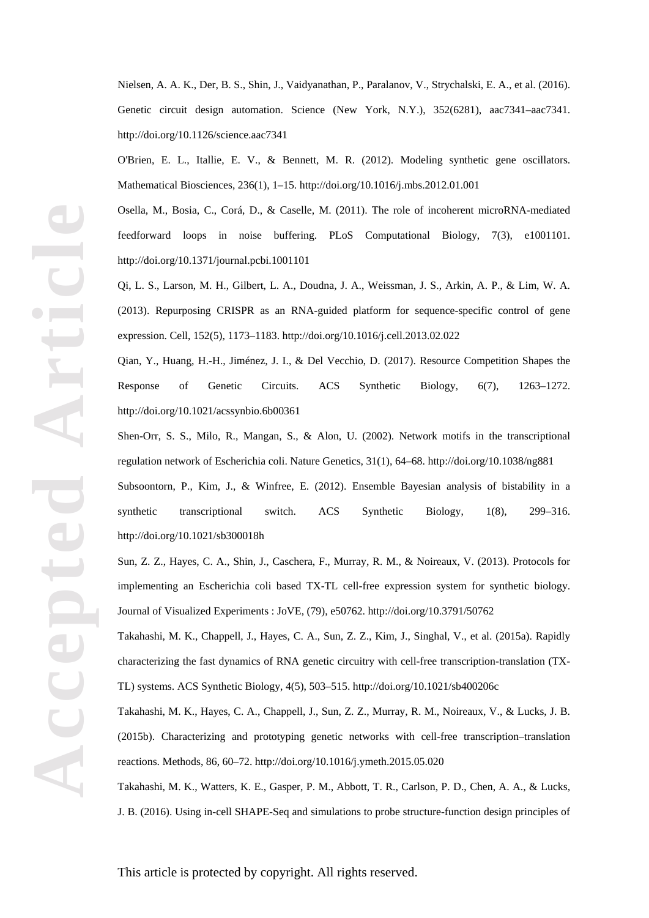Nielsen, A. A. K., Der, B. S., Shin, J., Vaidyanathan, P., Paralanov, V., Strychalski, E. A., et al. (2016). Genetic circuit design automation. Science (New York, N.Y.), 352(6281), aac7341–aac7341. http://doi.org/10.1126/science.aac7341

O'Brien, E. L., Itallie, E. V., & Bennett, M. R. (2012). Modeling synthetic gene oscillators. Mathematical Biosciences, 236(1), 1–15. http://doi.org/10.1016/j.mbs.2012.01.001

Osella, M., Bosia, C., Corá, D., & Caselle, M. (2011). The role of incoherent microRNA-mediated feedforward loops in noise buffering. PLoS Computational Biology, 7(3), e1001101. http://doi.org/10.1371/journal.pcbi.1001101

Qi, L. S., Larson, M. H., Gilbert, L. A., Doudna, J. A., Weissman, J. S., Arkin, A. P., & Lim, W. A. (2013). Repurposing CRISPR as an RNA-guided platform for sequence-specific control of gene expression. Cell, 152(5), 1173–1183. http://doi.org/10.1016/j.cell.2013.02.022

Qian, Y., Huang, H.-H., Jiménez, J. I., & Del Vecchio, D. (2017). Resource Competition Shapes the Response of Genetic Circuits. ACS Synthetic Biology, 6(7), 1263–1272. http://doi.org/10.1021/acssynbio.6b00361

Shen-Orr, S. S., Milo, R., Mangan, S., & Alon, U. (2002). Network motifs in the transcriptional regulation network of Escherichia coli. Nature Genetics, 31(1), 64–68. http://doi.org/10.1038/ng881

Subsoontorn, P., Kim, J., & Winfree, E. (2012). Ensemble Bayesian analysis of bistability in a synthetic transcriptional switch. ACS Synthetic Biology, 1(8), 299–316. http://doi.org/10.1021/sb300018h

Sun, Z. Z., Hayes, C. A., Shin, J., Caschera, F., Murray, R. M., & Noireaux, V. (2013). Protocols for implementing an Escherichia coli based TX-TL cell-free expression system for synthetic biology. Journal of Visualized Experiments : JoVE, (79), e50762. http://doi.org/10.3791/50762

Takahashi, M. K., Chappell, J., Hayes, C. A., Sun, Z. Z., Kim, J., Singhal, V., et al. (2015a). Rapidly characterizing the fast dynamics of RNA genetic circuitry with cell-free transcription-translation (TX-TL) systems. ACS Synthetic Biology, 4(5), 503–515. http://doi.org/10.1021/sb400206c

Takahashi, M. K., Hayes, C. A., Chappell, J., Sun, Z. Z., Murray, R. M., Noireaux, V., & Lucks, J. B. (2015b). Characterizing and prototyping genetic networks with cell-free transcription–translation reactions. Methods, 86, 60–72. http://doi.org/10.1016/j.ymeth.2015.05.020

Takahashi, M. K., Watters, K. E., Gasper, P. M., Abbott, T. R., Carlson, P. D., Chen, A. A., & Lucks, J. B. (2016). Using in-cell SHAPE-Seq and simulations to probe structure-function design principles of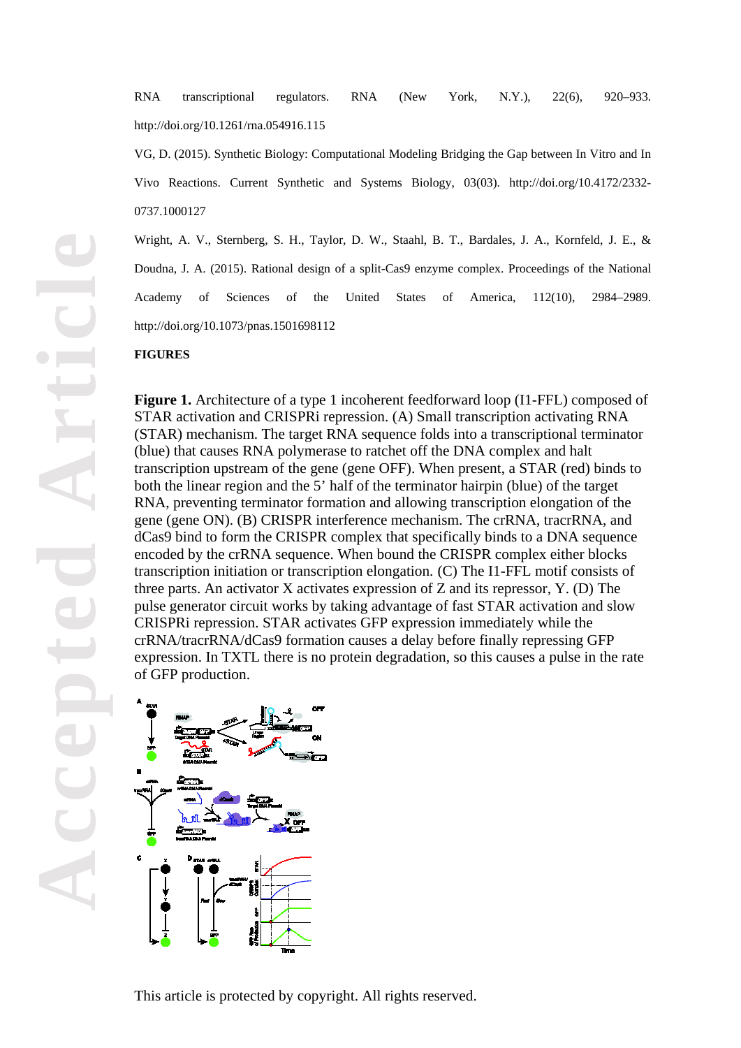RNA transcriptional regulators. RNA (New York, N.Y.), 22(6), 920–933. http://doi.org/10.1261/rna.054916.115

VG, D. (2015). Synthetic Biology: Computational Modeling Bridging the Gap between In Vitro and In Vivo Reactions. Current Synthetic and Systems Biology, 03(03). http://doi.org/10.4172/2332-0737.1000127

Wright, A. V., Sternberg, S. H., Taylor, D. W., Staahl, B. T., Bardales, J. A., Kornfeld, J. E., & Doudna, J. A. (2015). Rational design of a split-Cas9 enzyme complex. Proceedings of the National Academy of Sciences of the United States of America, 112(10), 2984–2989. http://doi.org/10.1073/pnas.1501698112

**FIGURES**

**Figure 1.** Architecture of a type 1 incoherent feedforward loop (I1-FFL) composed of STAR activation and CRISPRi repression. (A) Small transcription activating RNA (STAR) mechanism. The target RNA sequence folds into a transcriptional terminator (blue) that causes RNA polymerase to ratchet off the DNA complex and halt transcription upstream of the gene (gene OFF). When present, a STAR (red) binds to both the linear region and the 5' half of the terminator hairpin (blue) of the target RNA, preventing terminator formation and allowing transcription elongation of the gene (gene ON). (B) CRISPR interference mechanism. The crRNA, tracrRNA, and dCas9 bind to form the CRISPR complex that specifically binds to a DNA sequence encoded by the crRNA sequence. When bound the CRISPR complex either blocks transcription initiation or transcription elongation. (C) The I1-FFL motif consists of three parts. An activator X activates expression of Z and its repressor, Y. (D) The pulse generator circuit works by taking advantage of fast STAR activation and slow CRISPRi repression. STAR activates GFP expression immediately while the crRNA/tracrRNA/dCas9 formation causes a delay before finally repressing GFP expression. In TXTL there is no protein degradation, so this causes a pulse in the rate of GFP production.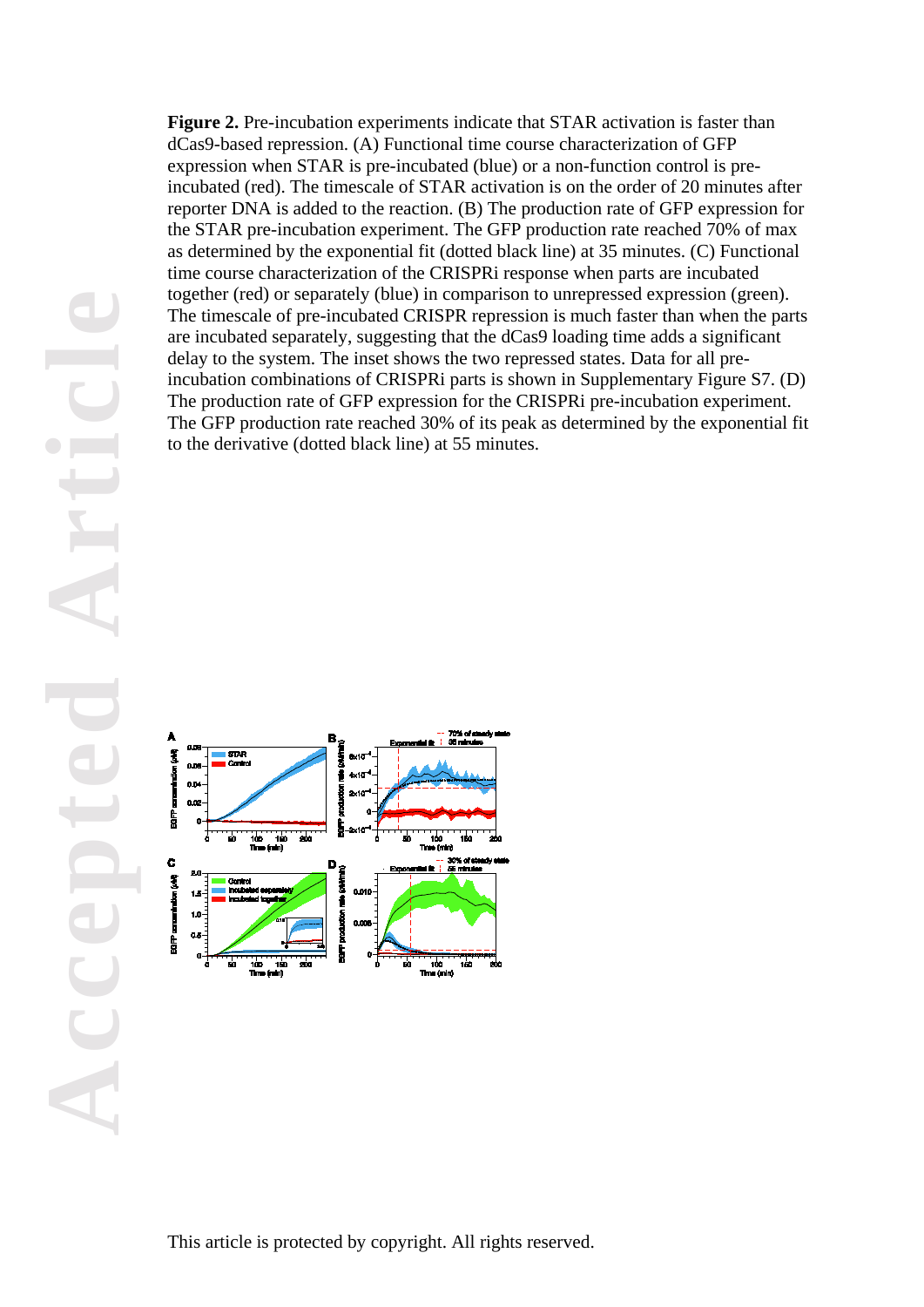**Figure 2.** Pre-incubation experiments indicate that STAR activation is faster than dCas9-based repression. (A) Functional time course characterization of GFP expression when STAR is pre-incubated (blue) or a non-function control is pre-incubated (red). The timescale of STAR activation is on the order of 20 minutes after reporter DNA is added to the reaction. (B) The production rate of GFP expression for the STAR pre-incubation experiment. The GFP production rate reached 70% of max as determined by the exponential fit (dotted black line) at 35 minutes. (C) Functional time course characterization of the CRISPRi response when parts are incubated together (red) or separately (blue) in comparison to unrepressed expression (green). The timescale of pre-incubated CRISPR repression is much faster than when the parts are incubated separately, suggesting that the dCas9 loading time adds a significant delay to the system. The inset shows the two repressed states. Data for all pre-incubation combinations of CRISPRi parts is shown in Supplementary Figure S7. (D) The production rate of GFP expression for the CRISPRi pre-incubation experiment. The GFP production rate reached 30% of its peak as determined by the exponential fit to the derivative (dotted black line) at 55 minutes.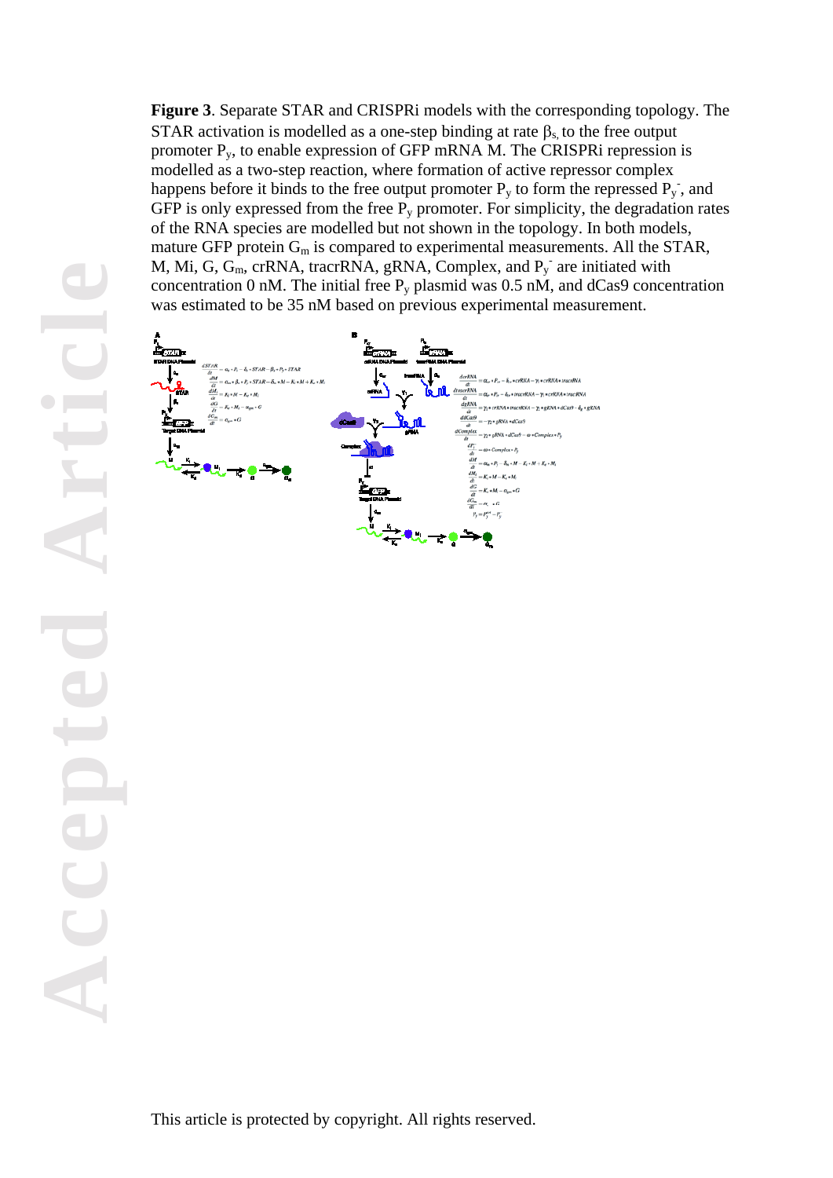**Figure 3**. Separate STAR and CRISPRi models with the corresponding topology. The STAR activation is modelled as a one-step binding at rate $\beta_s$, to the free output promoter $P_y$, to enable expression of GFP mRNA M. The CRISPRi repression is modelled as a two-step reaction, where formation of active repressor complex happens before it binds to the free output promoter $P_y$ to form the repressed $P_y^-$, and GFP is only expressed from the free $P_y$ promoter. For simplicity, the degradation rates of the RNA species are modelled but not shown in the topology. In both models, mature GFP protein $G_m$ is compared to experimental measurements. All the STAR, M, Mi, G, $G_m$, crRNA, tracrRNA, gRNA, Complex, and $P_y^-$ are initiated with concentration 0 nM. The initial free $P_y$ plasmid was 0.5 nM, and dCas9 concentration was estimated to be 35 nM based on previous experimental measurement.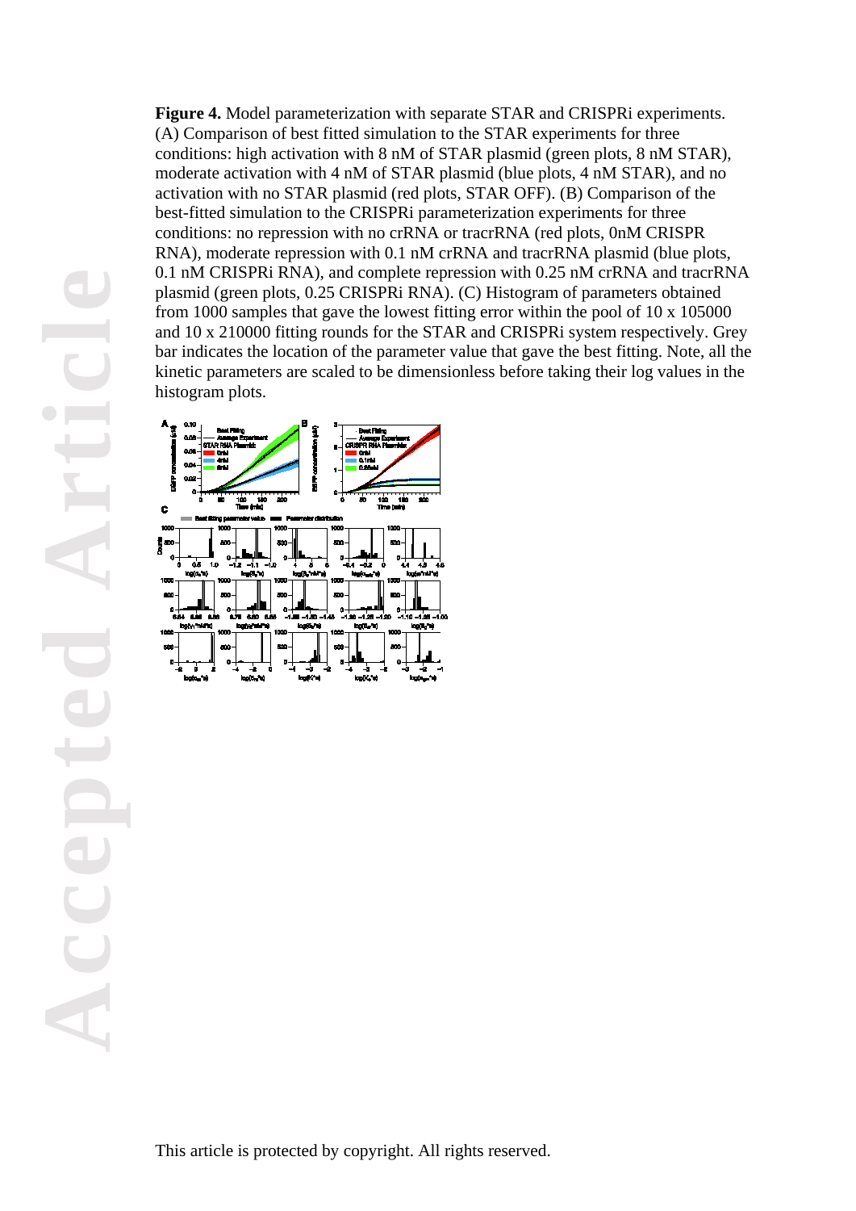**Figure 4.** Model parameterization with separate STAR and CRISPRi experiments. (A) Comparison of best fitted simulation to the STAR experiments for three conditions: high activation with 8 nM of STAR plasmid (green plots, 8 nM STAR), moderate activation with 4 nM of STAR plasmid (blue plots, 4 nM STAR), and no activation with no STAR plasmid (red plots, STAR OFF). (B) Comparison of the best-fitted simulation to the CRISPRi parameterization experiments for three conditions: no repression with no crRNA or tracrRNA (red plots, 0nM CRISPR RNA), moderate repression with 0.1 nM crRNA and tracrRNA plasmid (blue plots, 0.1 nM CRISPRi RNA), and complete repression with 0.25 nM crRNA and tracrRNA plasmid (green plots, 0.25 CRISPRi RNA). (C) Histogram of parameters obtained from 1000 samples that gave the lowest fitting error within the pool of 10 x 105000 and 10 x 210000 fitting rounds for the STAR and CRISPRi system respectively. Grey bar indicates the location of the parameter value that gave the best fitting. Note, all the kinetic parameters are scaled to be dimensionless before taking their log values in the histogram plots.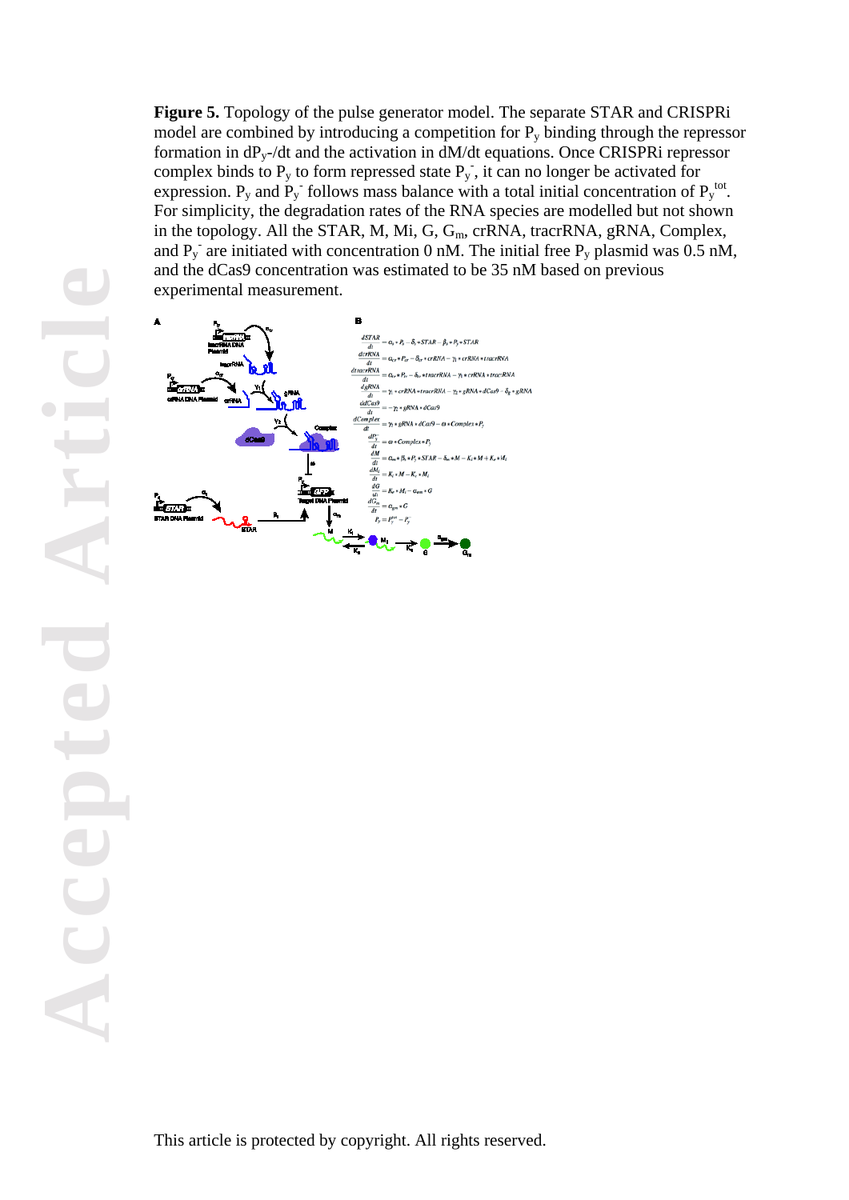**Figure 5.** Topology of the pulse generator model. The separate STAR and CRISPRi model are combined by introducing a competition for $P_y$ binding through the repressor formation in $dP_y^-/dt$ and the activation in $dM/dt$ equations. Once CRISPRi repressor complex binds to $P_y$ to form repressed state $P_y^-$, it can no longer be activated for expression. $P_y$ and $P_y^-$ follows mass balance with a total initial concentration of $P_y^{tot}$. For simplicity, the degradation rates of the RNA species are modelled but not shown in the topology. All the STAR, M, Mi, G, $G_m$, crRNA, tracrRNA, gRNA, Complex, and $P_y^-$ are initiated with concentration 0 nM. The initial free $P_y$ plasmid was 0.5 nM, and the dCas9 concentration was estimated to be 35 nM based on previous experimental measurement.

**A**

**B**

$$\frac{dSTAR}{dt} = \alpha_s * P_s - \delta_s * STAR - \beta_y * P_y * STAR$$

$$\frac{dcrRNA}{dt} = \alpha_{cr} * P_{cr} - \delta_{cr} * crRNA - \gamma_1 * crRNA * tracrRNA$$

$$\frac{dtracrRNA}{dt} = \alpha_{tr} * P_{tr} - \delta_{tr} * tracrRNA - \gamma_1 * crRNA * tracrRNA$$

$$\frac{dgRNA}{dt} = \gamma_1 * crRNA * tracrRNA - \gamma_2 * gRNA * dCas9 - \delta_g * gRNA$$

$$\frac{ddCas9}{dt} = -\gamma_2 * gRNA * dCas9$$

$$\frac{dComplex}{dt} = \gamma_2 * gRNA * dCas9 - \omega * Complex * P_y$$

$$\frac{dP_y^-}{dt} = \omega * Complex * P_y$$

$$\frac{dM}{dt} = \alpha_m * \beta_y * P_y * STAR - \delta_m * M - K_i * M + K_e * M_i$$

$$\frac{dM_i}{dt} = K_i * M - K_e * M_i$$

$$\frac{dG}{dt} = K_e * M_i - \alpha_{gm} * G$$

$$\frac{dG_m}{dt} = \alpha_{gm} * G$$

$$P_y = P_y^{tot} - P_y^-$$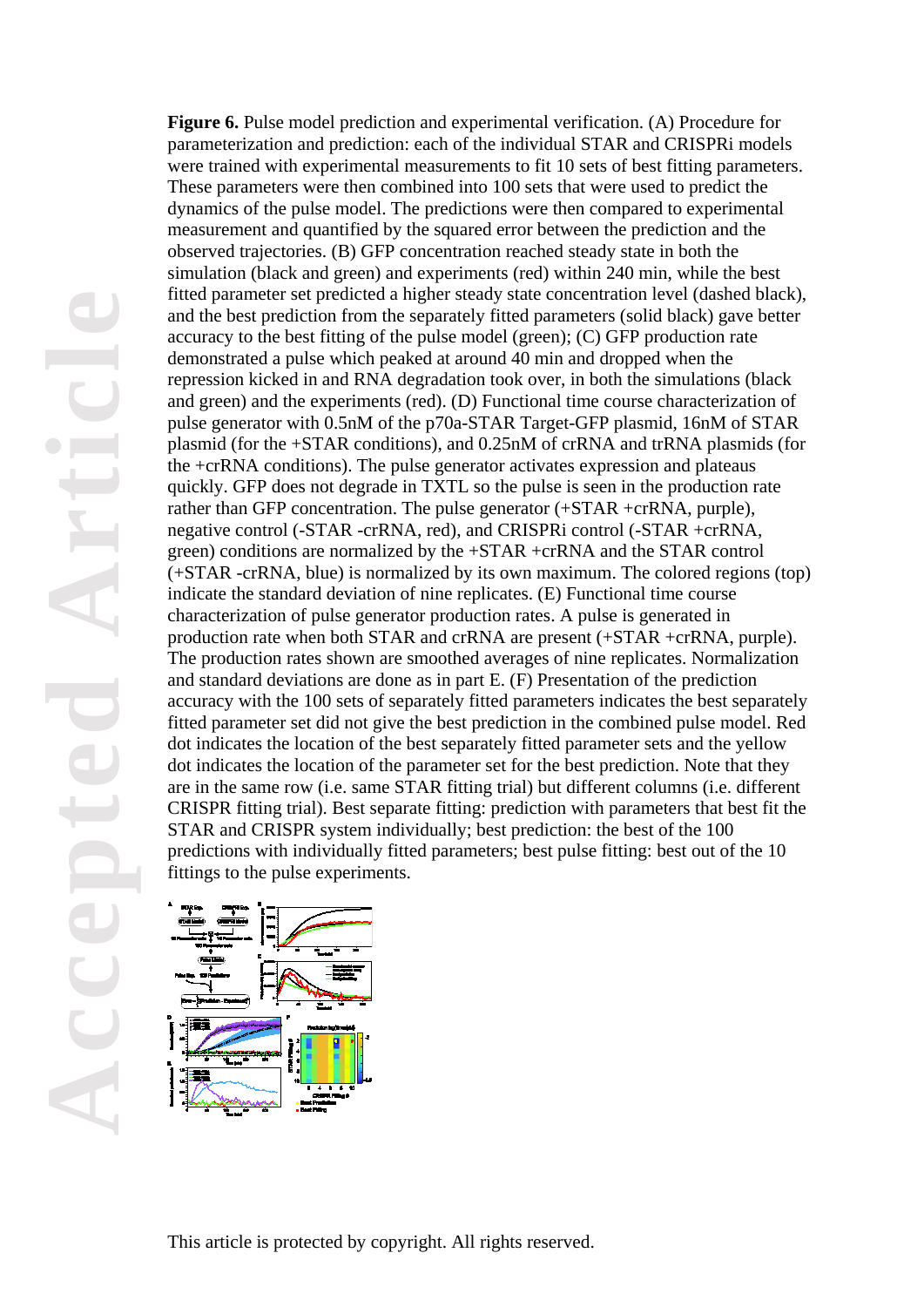**Figure 6.** Pulse model prediction and experimental verification. (A) Procedure for parameterization and prediction: each of the individual STAR and CRISPRi models were trained with experimental measurements to fit 10 sets of best fitting parameters. These parameters were then combined into 100 sets that were used to predict the dynamics of the pulse model. The predictions were then compared to experimental measurement and quantified by the squared error between the prediction and the observed trajectories. (B) GFP concentration reached steady state in both the simulation (black and green) and experiments (red) within 240 min, while the best fitted parameter set predicted a higher steady state concentration level (dashed black), and the best prediction from the separately fitted parameters (solid black) gave better accuracy to the best fitting of the pulse model (green); (C) GFP production rate demonstrated a pulse which peaked at around 40 min and dropped when the repression kicked in and RNA degradation took over, in both the simulations (black and green) and the experiments (red). (D) Functional time course characterization of pulse generator with 0.5nM of the p70a-STAR Target-GFP plasmid, 16nM of STAR plasmid (for the +STAR conditions), and 0.25nM of crRNA and trRNA plasmids (for the +crRNA conditions). The pulse generator activates expression and plateaus quickly. GFP does not degrade in TXTL so the pulse is seen in the production rate rather than GFP concentration. The pulse generator (+STAR +crRNA, purple), negative control (-STAR -crRNA, red), and CRISPRi control (-STAR +crRNA, green) conditions are normalized by the +STAR +crRNA and the STAR control (+STAR -crRNA, blue) is normalized by its own maximum. The colored regions (top) indicate the standard deviation of nine replicates. (E) Functional time course characterization of pulse generator production rates. A pulse is generated in production rate when both STAR and crRNA are present (+STAR +crRNA, purple). The production rates shown are smoothed averages of nine replicates. Normalization and standard deviations are done as in part E. (F) Presentation of the prediction accuracy with the 100 sets of separately fitted parameters indicates the best separately fitted parameter set did not give the best prediction in the combined pulse model. Red dot indicates the location of the best separately fitted parameter sets and the yellow dot indicates the location of the parameter set for the best prediction. Note that they are in the same row (i.e. same STAR fitting trial) but different columns (i.e. different CRISPR fitting trial). Best separate fitting: prediction with parameters that best fit the STAR and CRISPR system individually; best prediction: the best of the 100 predictions with individually fitted parameters; best pulse fitting: best out of the 10 fittings to the pulse experiments.